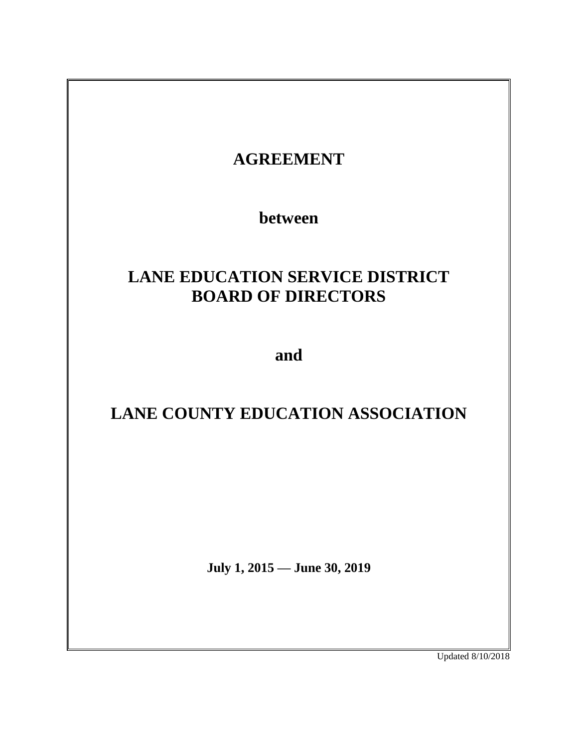# AGREEMENT

**between**

# LANE EDUCATION SERVICE DISTRICT BOARD OF DIRECTORS

**and**

# LANE COUNTY EDUCATION ASSOCIATION

**July 1, 2015 — June 30, 2019**

Updated 8/10/2018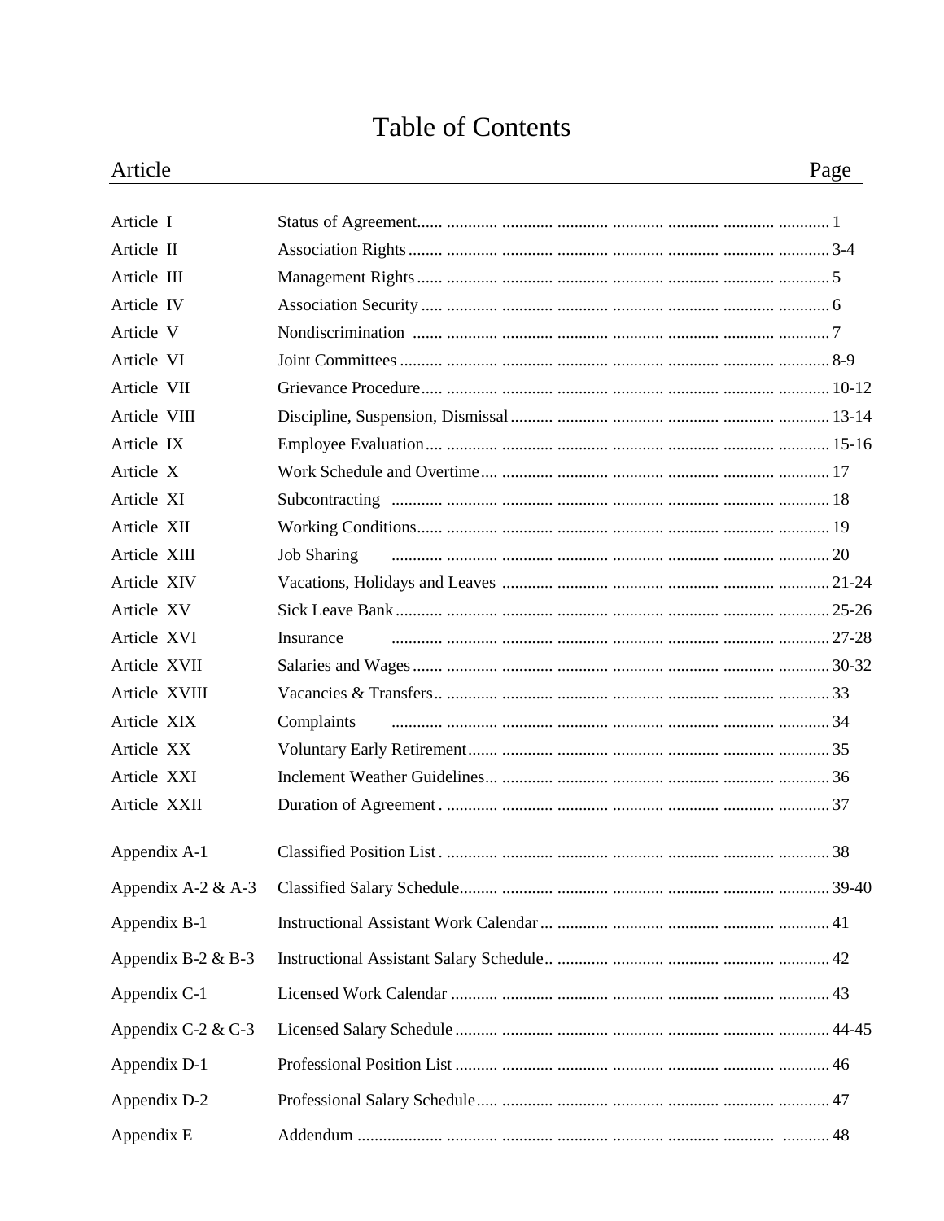# Table of Contents

| Article | | Page |
|---|---|---|
| Article I | Status of Agreement | 1 |
| Article II | Association Rights | 3-4 |
| Article III | Management Rights | 5 |
| Article IV | Association Security | 6 |
| Article V | Nondiscrimination | 7 |
| Article VI | Joint Committees | 8-9 |
| Article VII | Grievance Procedure | 10-12 |
| Article VIII | Discipline, Suspension, Dismissal | 13-14 |
| Article IX | Employee Evaluation | 15-16 |
| Article X | Work Schedule and Overtime | 17 |
| Article XI | Subcontracting | 18 |
| Article XII | Working Conditions | 19 |
| Article XIII | Job Sharing | 20 |
| Article XIV | Vacations, Holidays and Leaves | 21-24 |
| Article XV | Sick Leave Bank | 25-26 |
| Article XVI | Insurance | 27-28 |
| Article XVII | Salaries and Wages | 30-32 |
| Article XVIII | Vacancies & Transfers | 33 |
| Article XIX | Complaints | 34 |
| Article XX | Voluntary Early Retirement | 35 |
| Article XXI | Inclement Weather Guidelines | 36 |
| Article XXII | Duration of Agreement | 37 |
| Appendix A-1 | Classified Position List | 38 |
| Appendix A-2 & A-3 | Classified Salary Schedule | 39-40 |
| Appendix B-1 | Instructional Assistant Work Calendar | 41 |
| Appendix B-2 & B-3 | Instructional Assistant Salary Schedule | 42 |
| Appendix C-1 | Licensed Work Calendar | 43 |
| Appendix C-2 & C-3 | Licensed Salary Schedule | 44-45 |
| Appendix D-1 | Professional Position List | 46 |
| Appendix D-2 | Professional Salary Schedule | 47 |
| Appendix E | Addendum | 48 |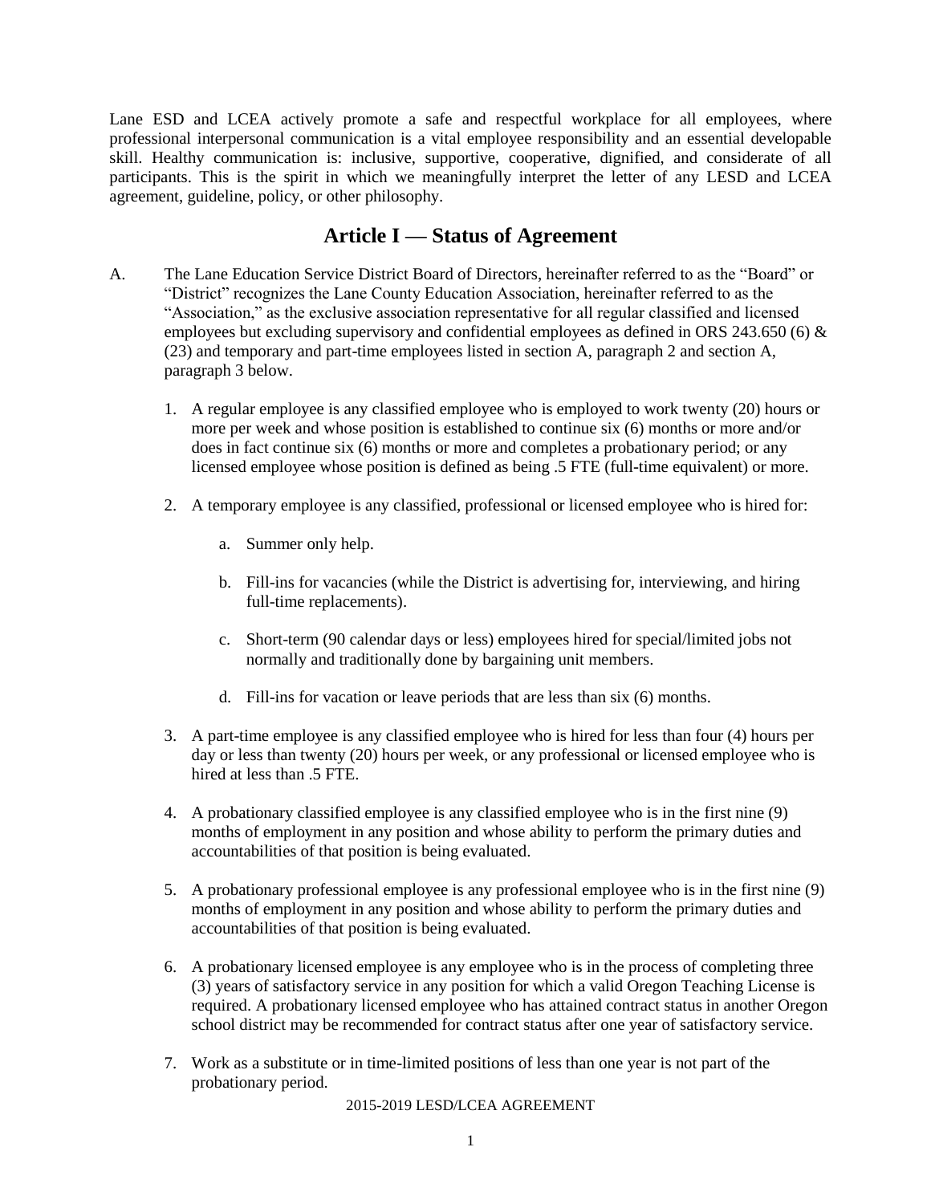Lane ESD and LCEA actively promote a safe and respectful workplace for all employees, where professional interpersonal communication is a vital employee responsibility and an essential developable skill. Healthy communication is: inclusive, supportive, cooperative, dignified, and considerate of all participants. This is the spirit in which we meaningfully interpret the letter of any LESD and LCEA agreement, guideline, policy, or other philosophy.

## Article I — Status of Agreement

A. The Lane Education Service District Board of Directors, hereinafter referred to as the "Board" or "District" recognizes the Lane County Education Association, hereinafter referred to as the "Association," as the exclusive association representative for all regular classified and licensed employees but excluding supervisory and confidential employees as defined in ORS 243.650 (6) & (23) and temporary and part-time employees listed in section A, paragraph 2 and section A, paragraph 3 below.

1. A regular employee is any classified employee who is employed to work twenty (20) hours or more per week and whose position is established to continue six (6) months or more and/or does in fact continue six (6) months or more and completes a probationary period; or any licensed employee whose position is defined as being .5 FTE (full-time equivalent) or more.

2. A temporary employee is any classified, professional or licensed employee who is hired for:

   a. Summer only help.

   b. Fill-ins for vacancies (while the District is advertising for, interviewing, and hiring full-time replacements).

   c. Short-term (90 calendar days or less) employees hired for special/limited jobs not normally and traditionally done by bargaining unit members.

   d. Fill-ins for vacation or leave periods that are less than six (6) months.

3. A part-time employee is any classified employee who is hired for less than four (4) hours per day or less than twenty (20) hours per week, or any professional or licensed employee who is hired at less than .5 FTE.

4. A probationary classified employee is any classified employee who is in the first nine (9) months of employment in any position and whose ability to perform the primary duties and accountabilities of that position is being evaluated.

5. A probationary professional employee is any professional employee who is in the first nine (9) months of employment in any position and whose ability to perform the primary duties and accountabilities of that position is being evaluated.

6. A probationary licensed employee is any employee who is in the process of completing three (3) years of satisfactory service in any position for which a valid Oregon Teaching License is required. A probationary licensed employee who has attained contract status in another Oregon school district may be recommended for contract status after one year of satisfactory service.

7. Work as a substitute or in time-limited positions of less than one year is not part of the probationary period.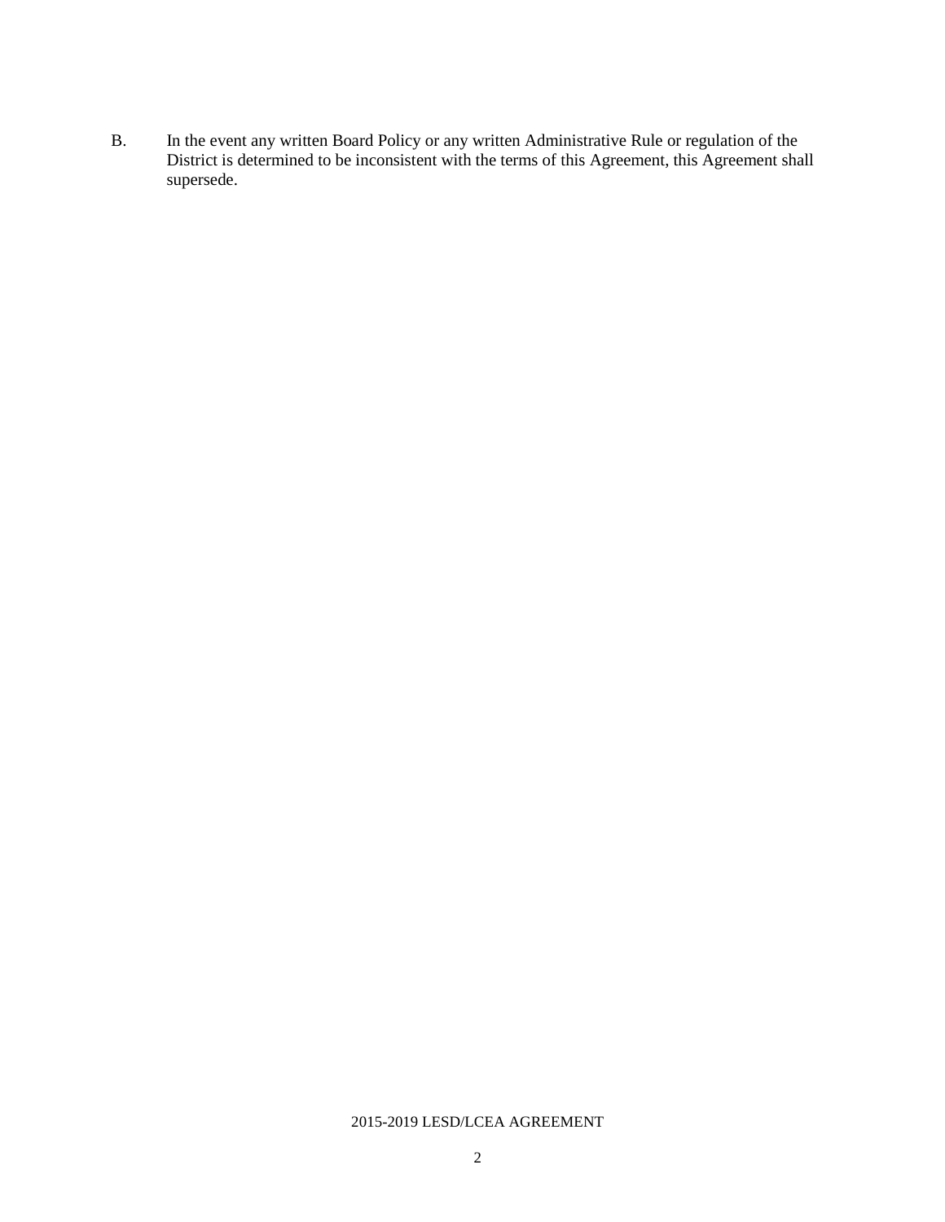B. In the event any written Board Policy or any written Administrative Rule or regulation of the District is determined to be inconsistent with the terms of this Agreement, this Agreement shall supersede.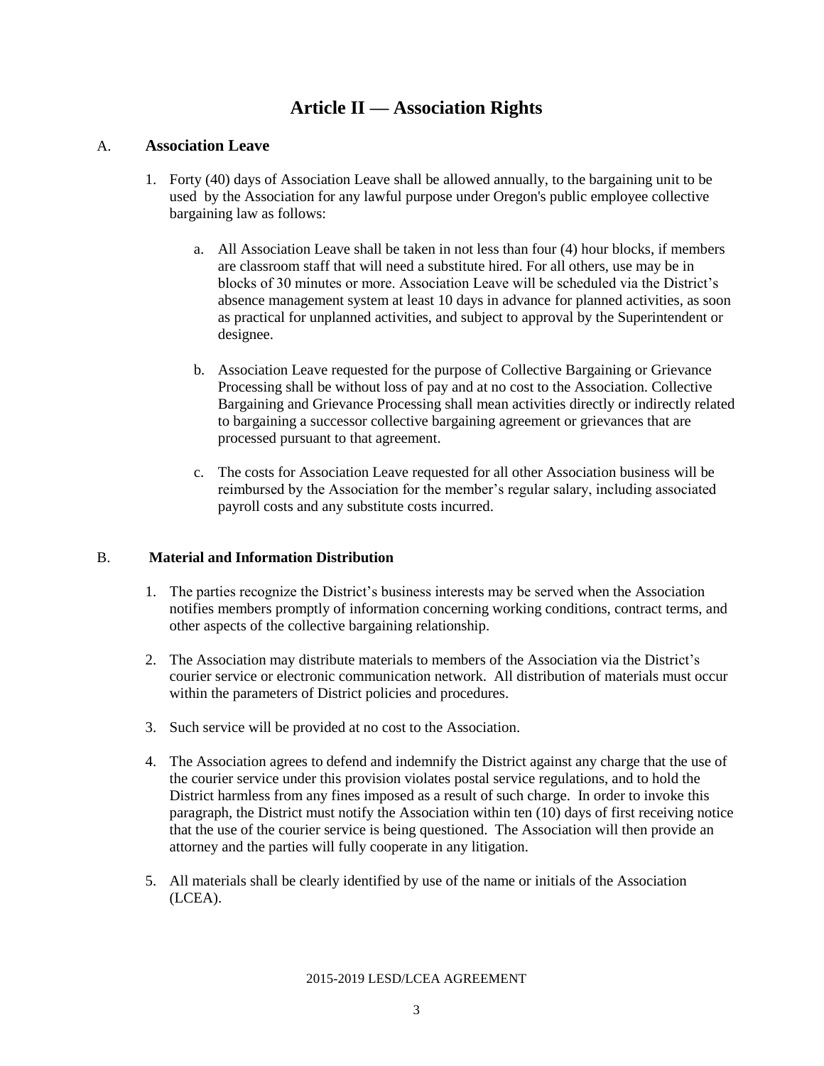# Article II — Association Rights

A. **Association Leave**

1. Forty (40) days of Association Leave shall be allowed annually, to the bargaining unit to be used by the Association for any lawful purpose under Oregon's public employee collective bargaining law as follows:

    a. All Association Leave shall be taken in not less than four (4) hour blocks, if members are classroom staff that will need a substitute hired. For all others, use may be in blocks of 30 minutes or more. Association Leave will be scheduled via the District's absence management system at least 10 days in advance for planned activities, as soon as practical for unplanned activities, and subject to approval by the Superintendent or designee.

    b. Association Leave requested for the purpose of Collective Bargaining or Grievance Processing shall be without loss of pay and at no cost to the Association. Collective Bargaining and Grievance Processing shall mean activities directly or indirectly related to bargaining a successor collective bargaining agreement or grievances that are processed pursuant to that agreement.

    c. The costs for Association Leave requested for all other Association business will be reimbursed by the Association for the member's regular salary, including associated payroll costs and any substitute costs incurred.

B. **Material and Information Distribution**

1. The parties recognize the District's business interests may be served when the Association notifies members promptly of information concerning working conditions, contract terms, and other aspects of the collective bargaining relationship.

2. The Association may distribute materials to members of the Association via the District's courier service or electronic communication network. All distribution of materials must occur within the parameters of District policies and procedures.

3. Such service will be provided at no cost to the Association.

4. The Association agrees to defend and indemnify the District against any charge that the use of the courier service under this provision violates postal service regulations, and to hold the District harmless from any fines imposed as a result of such charge. In order to invoke this paragraph, the District must notify the Association within ten (10) days of first receiving notice that the use of the courier service is being questioned. The Association will then provide an attorney and the parties will fully cooperate in any litigation.

5. All materials shall be clearly identified by use of the name or initials of the Association (LCEA).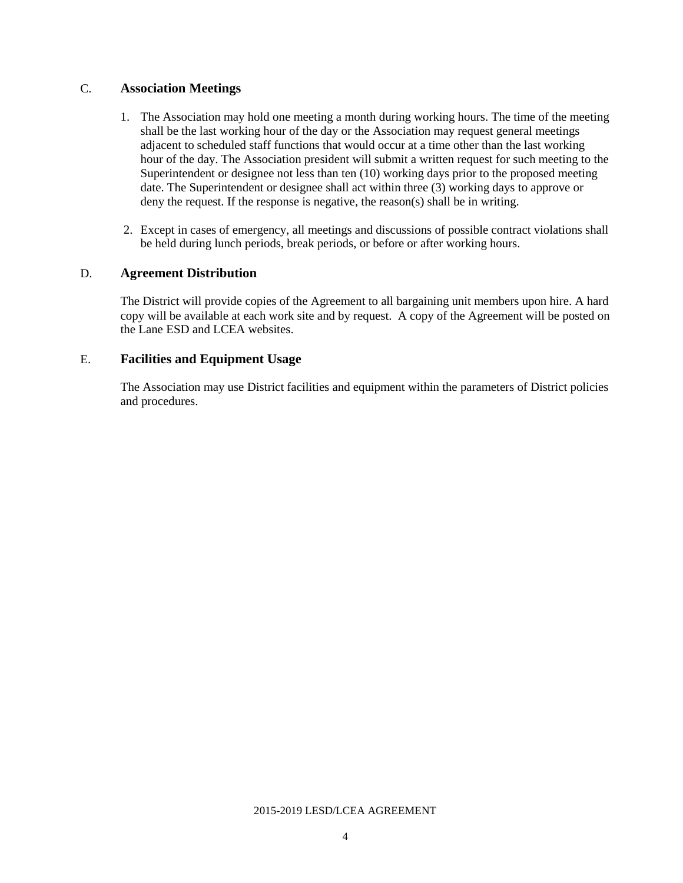C. **Association Meetings**

1. The Association may hold one meeting a month during working hours. The time of the meeting shall be the last working hour of the day or the Association may request general meetings adjacent to scheduled staff functions that would occur at a time other than the last working hour of the day. The Association president will submit a written request for such meeting to the Superintendent or designee not less than ten (10) working days prior to the proposed meeting date. The Superintendent or designee shall act within three (3) working days to approve or deny the request. If the response is negative, the reason(s) shall be in writing.

2. Except in cases of emergency, all meetings and discussions of possible contract violations shall be held during lunch periods, break periods, or before or after working hours.

D. **Agreement Distribution**

The District will provide copies of the Agreement to all bargaining unit members upon hire. A hard copy will be available at each work site and by request. A copy of the Agreement will be posted on the Lane ESD and LCEA websites.

E. **Facilities and Equipment Usage**

The Association may use District facilities and equipment within the parameters of District policies and procedures.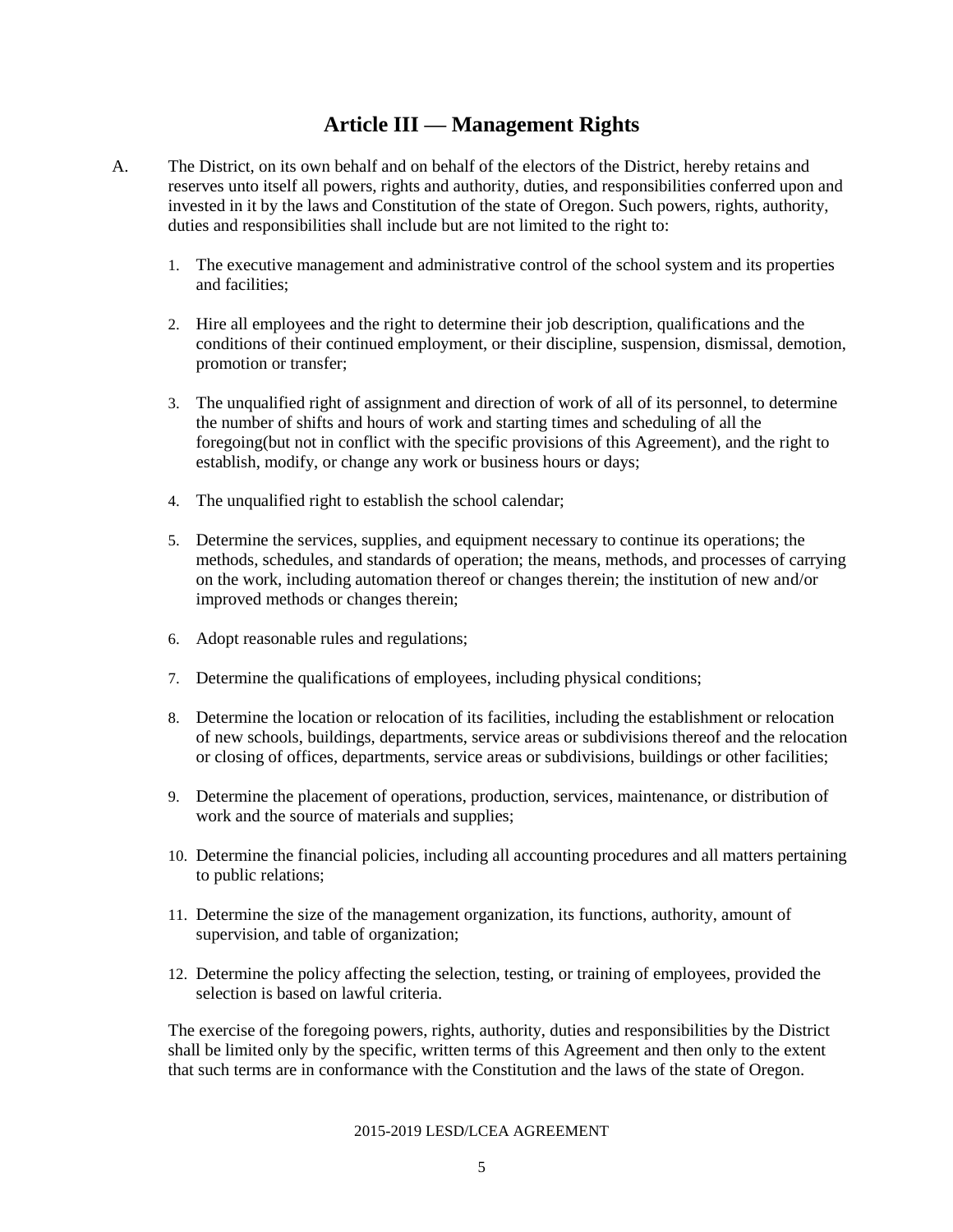# Article III — Management Rights

A. The District, on its own behalf and on behalf of the electors of the District, hereby retains and reserves unto itself all powers, rights and authority, duties, and responsibilities conferred upon and invested in it by the laws and Constitution of the state of Oregon. Such powers, rights, authority, duties and responsibilities shall include but are not limited to the right to:

1. The executive management and administrative control of the school system and its properties and facilities;

2. Hire all employees and the right to determine their job description, qualifications and the conditions of their continued employment, or their discipline, suspension, dismissal, demotion, promotion or transfer;

3. The unqualified right of assignment and direction of work of all of its personnel, to determine the number of shifts and hours of work and starting times and scheduling of all the foregoing(but not in conflict with the specific provisions of this Agreement), and the right to establish, modify, or change any work or business hours or days;

4. The unqualified right to establish the school calendar;

5. Determine the services, supplies, and equipment necessary to continue its operations; the methods, schedules, and standards of operation; the means, methods, and processes of carrying on the work, including automation thereof or changes therein; the institution of new and/or improved methods or changes therein;

6. Adopt reasonable rules and regulations;

7. Determine the qualifications of employees, including physical conditions;

8. Determine the location or relocation of its facilities, including the establishment or relocation of new schools, buildings, departments, service areas or subdivisions thereof and the relocation or closing of offices, departments, service areas or subdivisions, buildings or other facilities;

9. Determine the placement of operations, production, services, maintenance, or distribution of work and the source of materials and supplies;

10. Determine the financial policies, including all accounting procedures and all matters pertaining to public relations;

11. Determine the size of the management organization, its functions, authority, amount of supervision, and table of organization;

12. Determine the policy affecting the selection, testing, or training of employees, provided the selection is based on lawful criteria.

The exercise of the foregoing powers, rights, authority, duties and responsibilities by the District shall be limited only by the specific, written terms of this Agreement and then only to the extent that such terms are in conformance with the Constitution and the laws of the state of Oregon.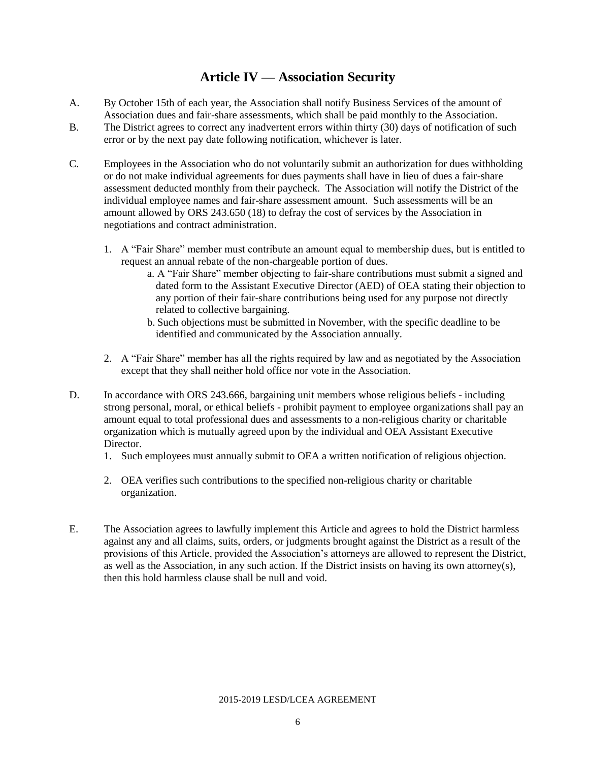# Article IV — Association Security

A. By October 15th of each year, the Association shall notify Business Services of the amount of Association dues and fair-share assessments, which shall be paid monthly to the Association.

B. The District agrees to correct any inadvertent errors within thirty (30) days of notification of such error or by the next pay date following notification, whichever is later.

C. Employees in the Association who do not voluntarily submit an authorization for dues withholding or do not make individual agreements for dues payments shall have in lieu of dues a fair-share assessment deducted monthly from their paycheck. The Association will notify the District of the individual employee names and fair-share assessment amount. Such assessments will be an amount allowed by ORS 243.650 (18) to defray the cost of services by the Association in negotiations and contract administration.

1. A "Fair Share" member must contribute an amount equal to membership dues, but is entitled to request an annual rebate of the non-chargeable portion of dues.
    a. A "Fair Share" member objecting to fair-share contributions must submit a signed and dated form to the Assistant Executive Director (AED) of OEA stating their objection to any portion of their fair-share contributions being used for any purpose not directly related to collective bargaining.
    b. Such objections must be submitted in November, with the specific deadline to be identified and communicated by the Association annually.

2. A "Fair Share" member has all the rights required by law and as negotiated by the Association except that they shall neither hold office nor vote in the Association.

D. In accordance with ORS 243.666, bargaining unit members whose religious beliefs - including strong personal, moral, or ethical beliefs - prohibit payment to employee organizations shall pay an amount equal to total professional dues and assessments to a non-religious charity or charitable organization which is mutually agreed upon by the individual and OEA Assistant Executive Director.

1. Such employees must annually submit to OEA a written notification of religious objection.

2. OEA verifies such contributions to the specified non-religious charity or charitable organization.

E. The Association agrees to lawfully implement this Article and agrees to hold the District harmless against any and all claims, suits, orders, or judgments brought against the District as a result of the provisions of this Article, provided the Association's attorneys are allowed to represent the District, as well as the Association, in any such action. If the District insists on having its own attorney(s), then this hold harmless clause shall be null and void.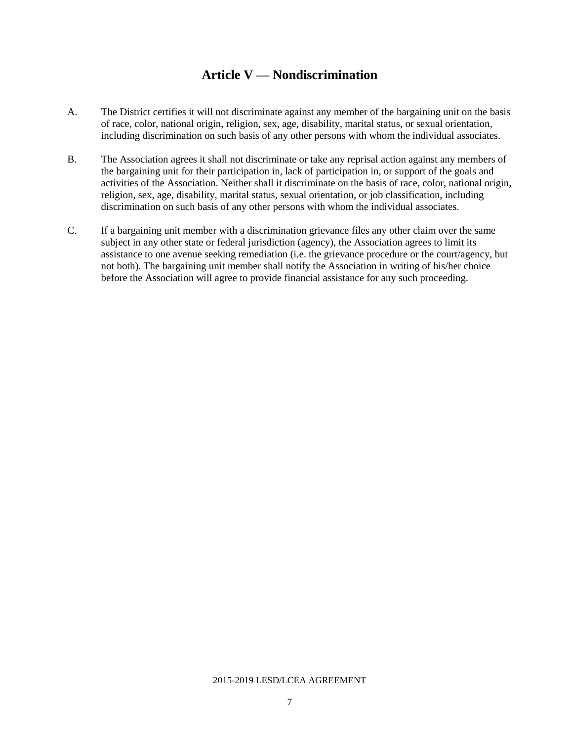# Article V — Nondiscrimination

A. The District certifies it will not discriminate against any member of the bargaining unit on the basis of race, color, national origin, religion, sex, age, disability, marital status, or sexual orientation, including discrimination on such basis of any other persons with whom the individual associates.

B. The Association agrees it shall not discriminate or take any reprisal action against any members of the bargaining unit for their participation in, lack of participation in, or support of the goals and activities of the Association. Neither shall it discriminate on the basis of race, color, national origin, religion, sex, age, disability, marital status, sexual orientation, or job classification, including discrimination on such basis of any other persons with whom the individual associates.

C. If a bargaining unit member with a discrimination grievance files any other claim over the same subject in any other state or federal jurisdiction (agency), the Association agrees to limit its assistance to one avenue seeking remediation (i.e. the grievance procedure or the court/agency, but not both). The bargaining unit member shall notify the Association in writing of his/her choice before the Association will agree to provide financial assistance for any such proceeding.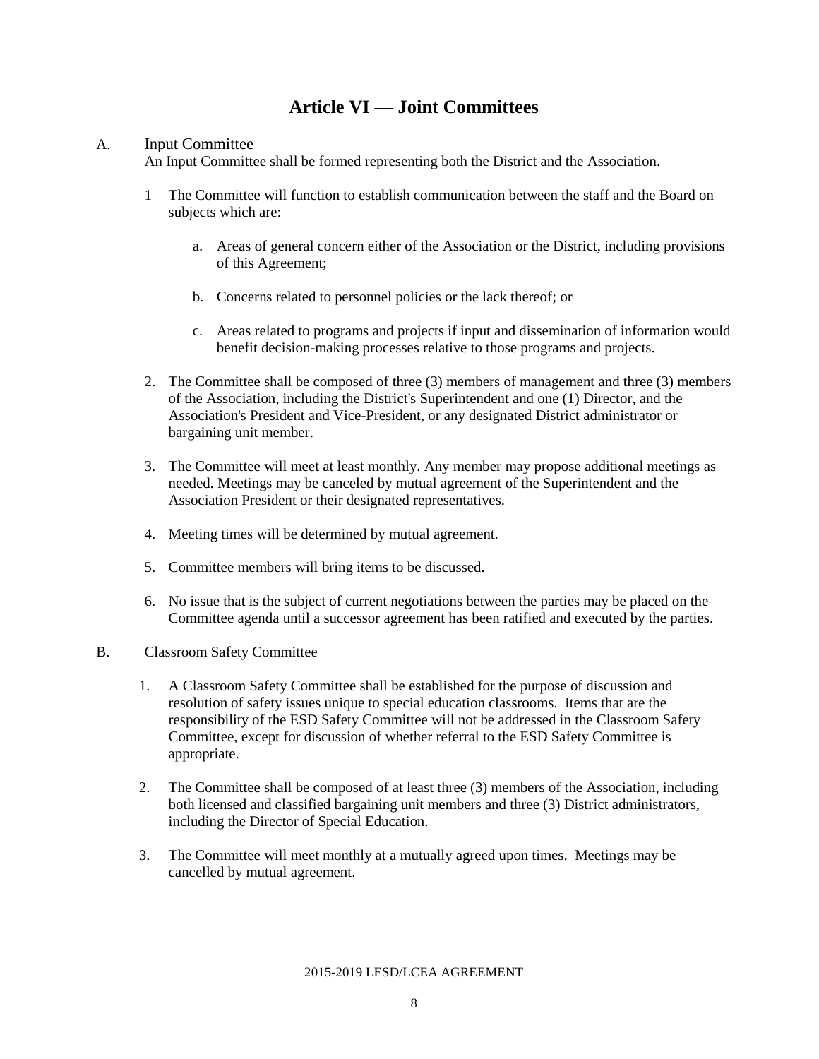# Article VI — Joint Committees

A. Input Committee

An Input Committee shall be formed representing both the District and the Association.

1. The Committee will function to establish communication between the staff and the Board on subjects which are:

   a. Areas of general concern either of the Association or the District, including provisions of this Agreement;

   b. Concerns related to personnel policies or the lack thereof; or

   c. Areas related to programs and projects if input and dissemination of information would benefit decision-making processes relative to those programs and projects.

2. The Committee shall be composed of three (3) members of management and three (3) members of the Association, including the District's Superintendent and one (1) Director, and the Association's President and Vice-President, or any designated District administrator or bargaining unit member.

3. The Committee will meet at least monthly. Any member may propose additional meetings as needed. Meetings may be canceled by mutual agreement of the Superintendent and the Association President or their designated representatives.

4. Meeting times will be determined by mutual agreement.

5. Committee members will bring items to be discussed.

6. No issue that is the subject of current negotiations between the parties may be placed on the Committee agenda until a successor agreement has been ratified and executed by the parties.

B. Classroom Safety Committee

1. A Classroom Safety Committee shall be established for the purpose of discussion and resolution of safety issues unique to special education classrooms. Items that are the responsibility of the ESD Safety Committee will not be addressed in the Classroom Safety Committee, except for discussion of whether referral to the ESD Safety Committee is appropriate.

2. The Committee shall be composed of at least three (3) members of the Association, including both licensed and classified bargaining unit members and three (3) District administrators, including the Director of Special Education.

3. The Committee will meet monthly at a mutually agreed upon times. Meetings may be cancelled by mutual agreement.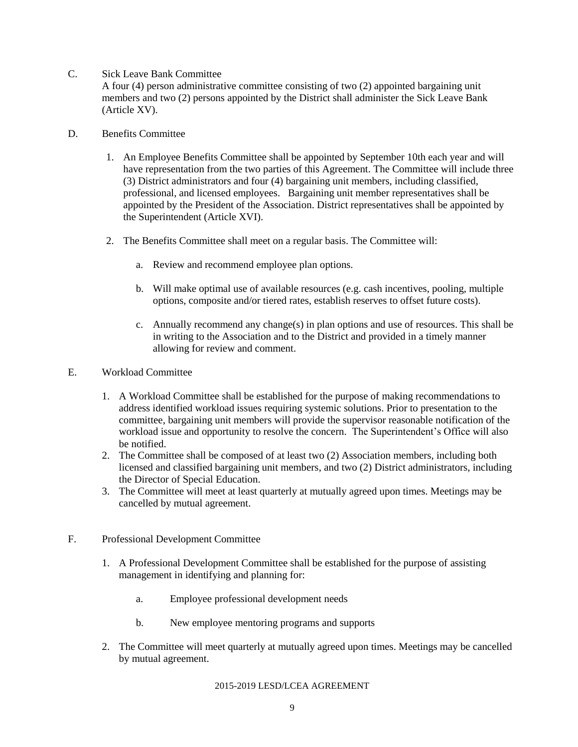C. Sick Leave Bank Committee

A four (4) person administrative committee consisting of two (2) appointed bargaining unit members and two (2) persons appointed by the District shall administer the Sick Leave Bank (Article XV).

D. Benefits Committee

1. An Employee Benefits Committee shall be appointed by September 10th each year and will have representation from the two parties of this Agreement. The Committee will include three (3) District administrators and four (4) bargaining unit members, including classified, professional, and licensed employees. Bargaining unit member representatives shall be appointed by the President of the Association. District representatives shall be appointed by the Superintendent (Article XVI).

2. The Benefits Committee shall meet on a regular basis. The Committee will:

   a. Review and recommend employee plan options.

   b. Will make optimal use of available resources (e.g. cash incentives, pooling, multiple options, composite and/or tiered rates, establish reserves to offset future costs).

   c. Annually recommend any change(s) in plan options and use of resources. This shall be in writing to the Association and to the District and provided in a timely manner allowing for review and comment.

E. Workload Committee

1. A Workload Committee shall be established for the purpose of making recommendations to address identified workload issues requiring systemic solutions. Prior to presentation to the committee, bargaining unit members will provide the supervisor reasonable notification of the workload issue and opportunity to resolve the concern. The Superintendent's Office will also be notified.
2. The Committee shall be composed of at least two (2) Association members, including both licensed and classified bargaining unit members, and two (2) District administrators, including the Director of Special Education.
3. The Committee will meet at least quarterly at mutually agreed upon times. Meetings may be cancelled by mutual agreement.

F. Professional Development Committee

1. A Professional Development Committee shall be established for the purpose of assisting management in identifying and planning for:

   a. Employee professional development needs

   b. New employee mentoring programs and supports

2. The Committee will meet quarterly at mutually agreed upon times. Meetings may be cancelled by mutual agreement.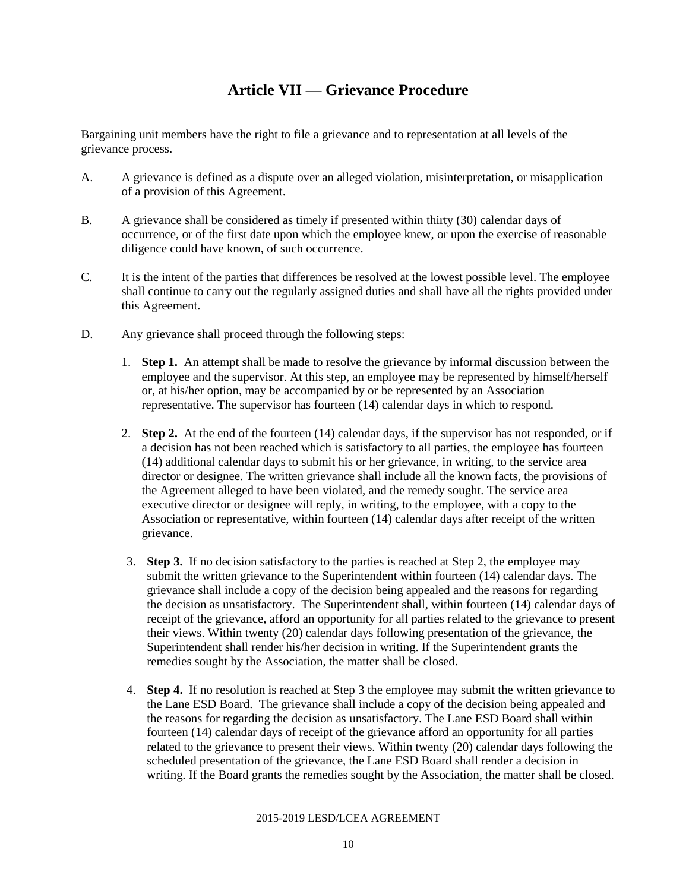# Article VII — Grievance Procedure

Bargaining unit members have the right to file a grievance and to representation at all levels of the grievance process.

A. A grievance is defined as a dispute over an alleged violation, misinterpretation, or misapplication of a provision of this Agreement.

B. A grievance shall be considered as timely if presented within thirty (30) calendar days of occurrence, or of the first date upon which the employee knew, or upon the exercise of reasonable diligence could have known, of such occurrence.

C. It is the intent of the parties that differences be resolved at the lowest possible level. The employee shall continue to carry out the regularly assigned duties and shall have all the rights provided under this Agreement.

D. Any grievance shall proceed through the following steps:

1. **Step 1.** An attempt shall be made to resolve the grievance by informal discussion between the employee and the supervisor. At this step, an employee may be represented by himself/herself or, at his/her option, may be accompanied by or be represented by an Association representative. The supervisor has fourteen (14) calendar days in which to respond.

2. **Step 2.** At the end of the fourteen (14) calendar days, if the supervisor has not responded, or if a decision has not been reached which is satisfactory to all parties, the employee has fourteen (14) additional calendar days to submit his or her grievance, in writing, to the service area director or designee. The written grievance shall include all the known facts, the provisions of the Agreement alleged to have been violated, and the remedy sought. The service area executive director or designee will reply, in writing, to the employee, with a copy to the Association or representative, within fourteen (14) calendar days after receipt of the written grievance.

3. **Step 3.** If no decision satisfactory to the parties is reached at Step 2, the employee may submit the written grievance to the Superintendent within fourteen (14) calendar days. The grievance shall include a copy of the decision being appealed and the reasons for regarding the decision as unsatisfactory. The Superintendent shall, within fourteen (14) calendar days of receipt of the grievance, afford an opportunity for all parties related to the grievance to present their views. Within twenty (20) calendar days following presentation of the grievance, the Superintendent shall render his/her decision in writing. If the Superintendent grants the remedies sought by the Association, the matter shall be closed.

4. **Step 4.** If no resolution is reached at Step 3 the employee may submit the written grievance to the Lane ESD Board. The grievance shall include a copy of the decision being appealed and the reasons for regarding the decision as unsatisfactory. The Lane ESD Board shall within fourteen (14) calendar days of receipt of the grievance afford an opportunity for all parties related to the grievance to present their views. Within twenty (20) calendar days following the scheduled presentation of the grievance, the Lane ESD Board shall render a decision in writing. If the Board grants the remedies sought by the Association, the matter shall be closed.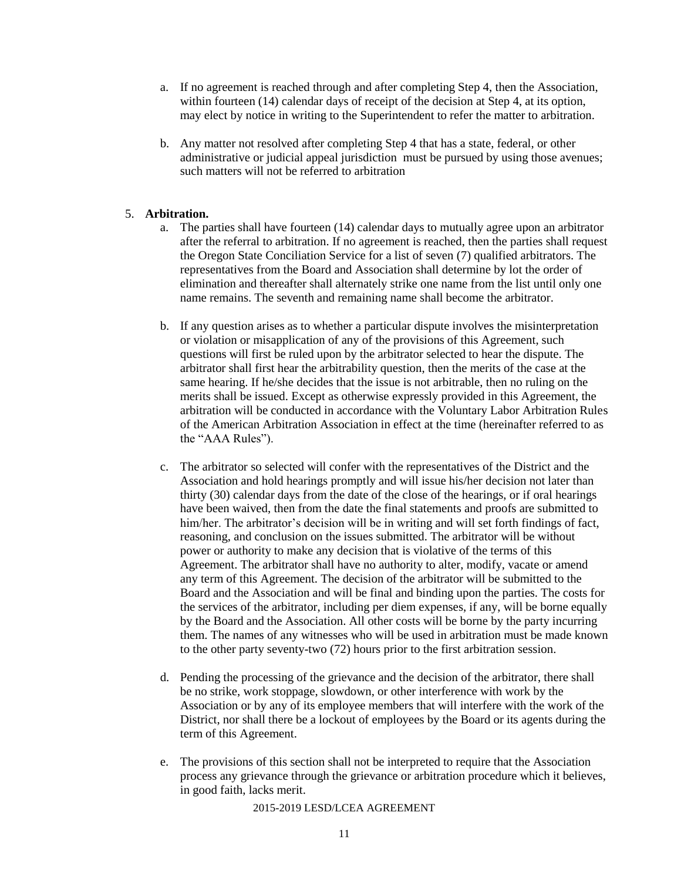a. If no agreement is reached through and after completing Step 4, then the Association, within fourteen (14) calendar days of receipt of the decision at Step 4, at its option, may elect by notice in writing to the Superintendent to refer the matter to arbitration.

b. Any matter not resolved after completing Step 4 that has a state, federal, or other administrative or judicial appeal jurisdiction must be pursued by using those avenues; such matters will not be referred to arbitration

5. **Arbitration.**

   a. The parties shall have fourteen (14) calendar days to mutually agree upon an arbitrator after the referral to arbitration. If no agreement is reached, then the parties shall request the Oregon State Conciliation Service for a list of seven (7) qualified arbitrators. The representatives from the Board and Association shall determine by lot the order of elimination and thereafter shall alternately strike one name from the list until only one name remains. The seventh and remaining name shall become the arbitrator.

   b. If any question arises as to whether a particular dispute involves the misinterpretation or violation or misapplication of any of the provisions of this Agreement, such questions will first be ruled upon by the arbitrator selected to hear the dispute. The arbitrator shall first hear the arbitrability question, then the merits of the case at the same hearing. If he/she decides that the issue is not arbitrable, then no ruling on the merits shall be issued. Except as otherwise expressly provided in this Agreement, the arbitration will be conducted in accordance with the Voluntary Labor Arbitration Rules of the American Arbitration Association in effect at the time (hereinafter referred to as the "AAA Rules").

   c. The arbitrator so selected will confer with the representatives of the District and the Association and hold hearings promptly and will issue his/her decision not later than thirty (30) calendar days from the date of the close of the hearings, or if oral hearings have been waived, then from the date the final statements and proofs are submitted to him/her. The arbitrator's decision will be in writing and will set forth findings of fact, reasoning, and conclusion on the issues submitted. The arbitrator will be without power or authority to make any decision that is violative of the terms of this Agreement. The arbitrator shall have no authority to alter, modify, vacate or amend any term of this Agreement. The decision of the arbitrator will be submitted to the Board and the Association and will be final and binding upon the parties. The costs for the services of the arbitrator, including per diem expenses, if any, will be borne equally by the Board and the Association. All other costs will be borne by the party incurring them. The names of any witnesses who will be used in arbitration must be made known to the other party seventy-two (72) hours prior to the first arbitration session.

   d. Pending the processing of the grievance and the decision of the arbitrator, there shall be no strike, work stoppage, slowdown, or other interference with work by the Association or by any of its employee members that will interfere with the work of the District, nor shall there be a lockout of employees by the Board or its agents during the term of this Agreement.

   e. The provisions of this section shall not be interpreted to require that the Association process any grievance through the grievance or arbitration procedure which it believes, in good faith, lacks merit.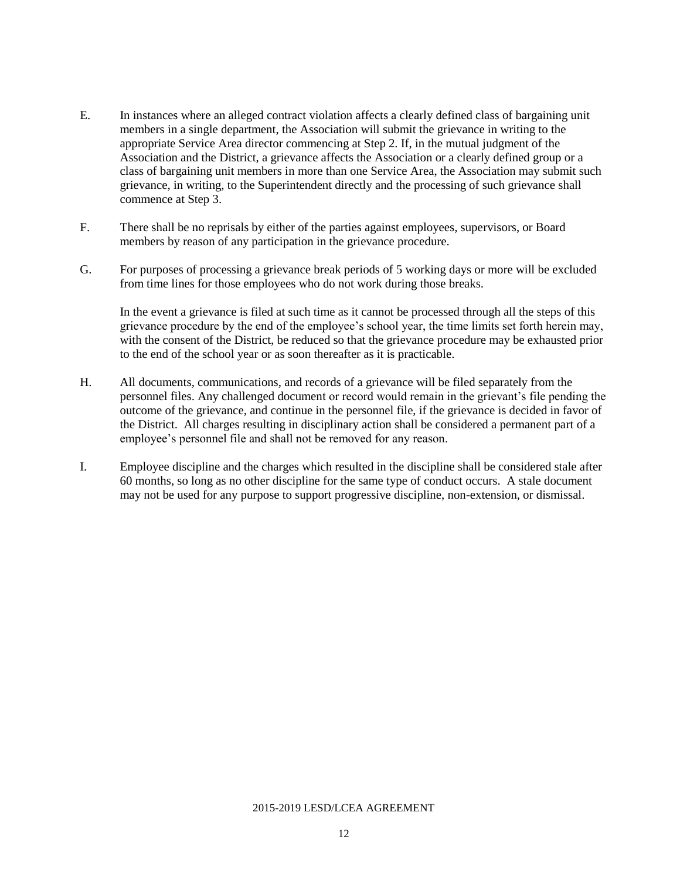E. In instances where an alleged contract violation affects a clearly defined class of bargaining unit members in a single department, the Association will submit the grievance in writing to the appropriate Service Area director commencing at Step 2. If, in the mutual judgment of the Association and the District, a grievance affects the Association or a clearly defined group or a class of bargaining unit members in more than one Service Area, the Association may submit such grievance, in writing, to the Superintendent directly and the processing of such grievance shall commence at Step 3.

F. There shall be no reprisals by either of the parties against employees, supervisors, or Board members by reason of any participation in the grievance procedure.

G. For purposes of processing a grievance break periods of 5 working days or more will be excluded from time lines for those employees who do not work during those breaks.

In the event a grievance is filed at such time as it cannot be processed through all the steps of this grievance procedure by the end of the employee's school year, the time limits set forth herein may, with the consent of the District, be reduced so that the grievance procedure may be exhausted prior to the end of the school year or as soon thereafter as it is practicable.

H. All documents, communications, and records of a grievance will be filed separately from the personnel files. Any challenged document or record would remain in the grievant's file pending the outcome of the grievance, and continue in the personnel file, if the grievance is decided in favor of the District. All charges resulting in disciplinary action shall be considered a permanent part of a employee's personnel file and shall not be removed for any reason.

I. Employee discipline and the charges which resulted in the discipline shall be considered stale after 60 months, so long as no other discipline for the same type of conduct occurs. A stale document may not be used for any purpose to support progressive discipline, non-extension, or dismissal.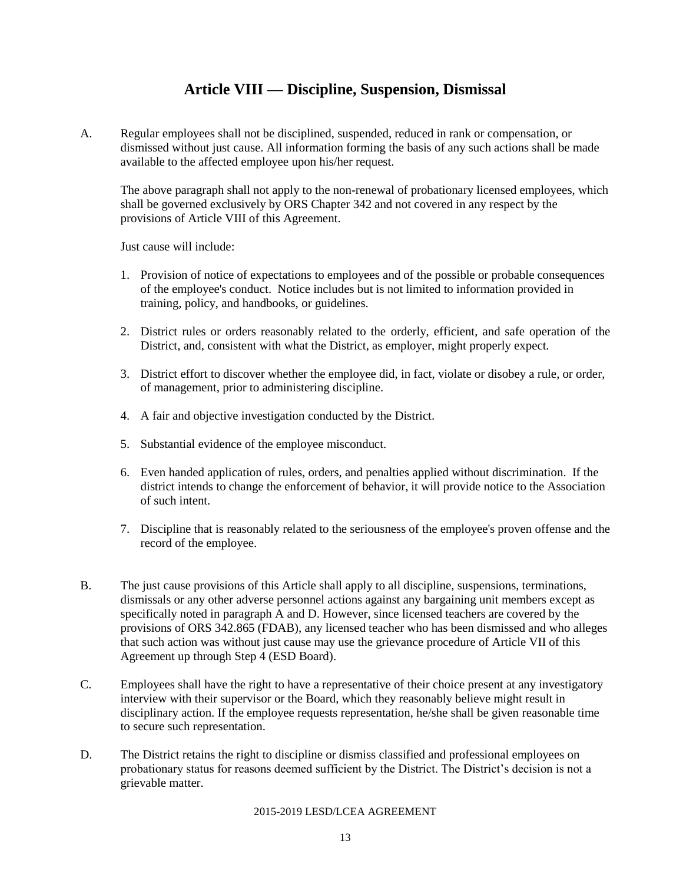# Article VIII — Discipline, Suspension, Dismissal

A. Regular employees shall not be disciplined, suspended, reduced in rank or compensation, or dismissed without just cause. All information forming the basis of any such actions shall be made available to the affected employee upon his/her request.

The above paragraph shall not apply to the non-renewal of probationary licensed employees, which shall be governed exclusively by ORS Chapter 342 and not covered in any respect by the provisions of Article VIII of this Agreement.

Just cause will include:

1. Provision of notice of expectations to employees and of the possible or probable consequences of the employee's conduct. Notice includes but is not limited to information provided in training, policy, and handbooks, or guidelines.

2. District rules or orders reasonably related to the orderly, efficient, and safe operation of the District, and, consistent with what the District, as employer, might properly expect.

3. District effort to discover whether the employee did, in fact, violate or disobey a rule, or order, of management, prior to administering discipline.

4. A fair and objective investigation conducted by the District.

5. Substantial evidence of the employee misconduct.

6. Even handed application of rules, orders, and penalties applied without discrimination. If the district intends to change the enforcement of behavior, it will provide notice to the Association of such intent.

7. Discipline that is reasonably related to the seriousness of the employee's proven offense and the record of the employee.

B. The just cause provisions of this Article shall apply to all discipline, suspensions, terminations, dismissals or any other adverse personnel actions against any bargaining unit members except as specifically noted in paragraph A and D. However, since licensed teachers are covered by the provisions of ORS 342.865 (FDAB), any licensed teacher who has been dismissed and who alleges that such action was without just cause may use the grievance procedure of Article VII of this Agreement up through Step 4 (ESD Board).

C. Employees shall have the right to have a representative of their choice present at any investigatory interview with their supervisor or the Board, which they reasonably believe might result in disciplinary action. If the employee requests representation, he/she shall be given reasonable time to secure such representation.

D. The District retains the right to discipline or dismiss classified and professional employees on probationary status for reasons deemed sufficient by the District. The District's decision is not a grievable matter.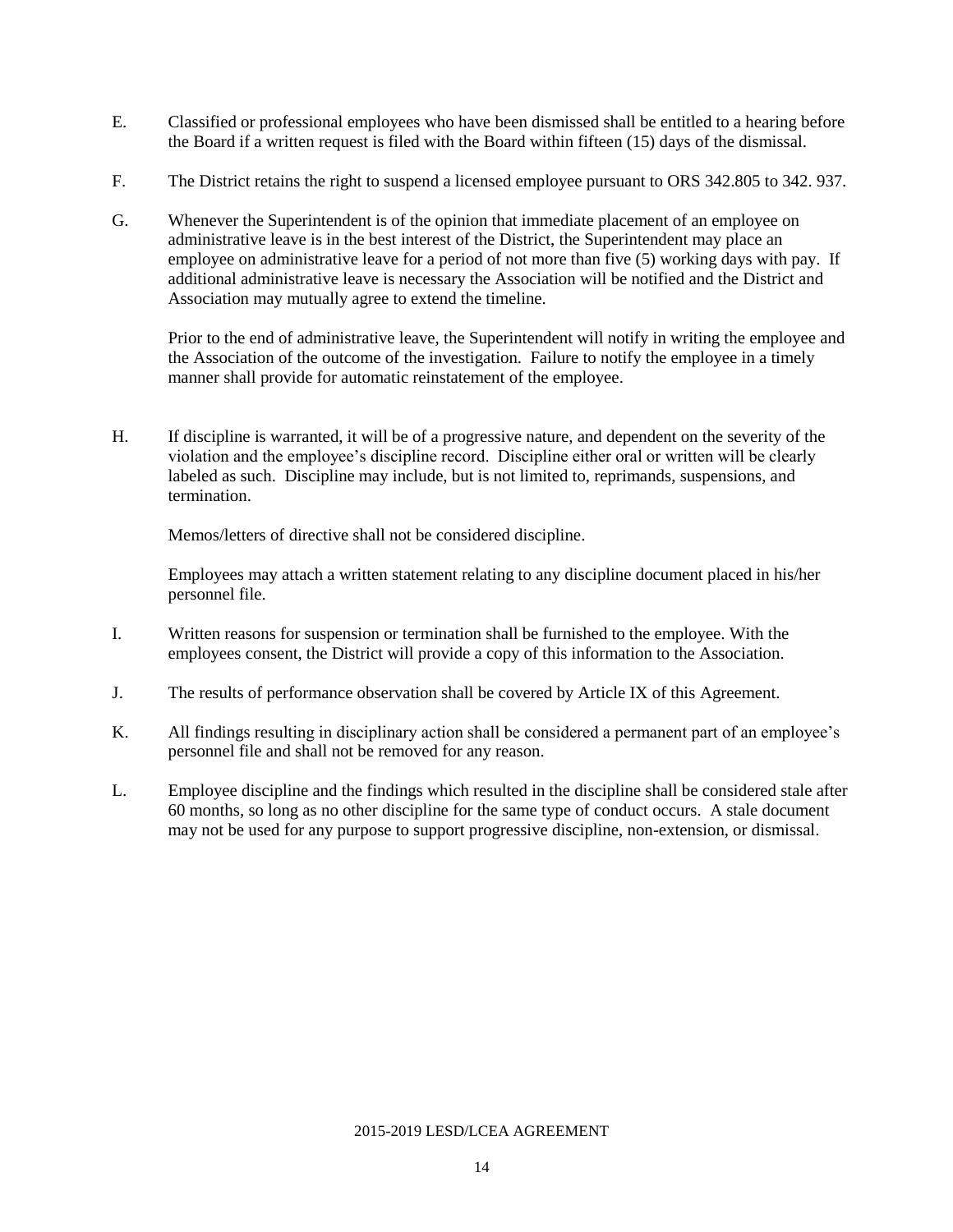E. Classified or professional employees who have been dismissed shall be entitled to a hearing before the Board if a written request is filed with the Board within fifteen (15) days of the dismissal.

F. The District retains the right to suspend a licensed employee pursuant to ORS 342.805 to 342. 937.

G. Whenever the Superintendent is of the opinion that immediate placement of an employee on administrative leave is in the best interest of the District, the Superintendent may place an employee on administrative leave for a period of not more than five (5) working days with pay. If additional administrative leave is necessary the Association will be notified and the District and Association may mutually agree to extend the timeline.

Prior to the end of administrative leave, the Superintendent will notify in writing the employee and the Association of the outcome of the investigation. Failure to notify the employee in a timely manner shall provide for automatic reinstatement of the employee.

H. If discipline is warranted, it will be of a progressive nature, and dependent on the severity of the violation and the employee's discipline record. Discipline either oral or written will be clearly labeled as such. Discipline may include, but is not limited to, reprimands, suspensions, and termination.

Memos/letters of directive shall not be considered discipline.

Employees may attach a written statement relating to any discipline document placed in his/her personnel file.

I. Written reasons for suspension or termination shall be furnished to the employee. With the employees consent, the District will provide a copy of this information to the Association.

J. The results of performance observation shall be covered by Article IX of this Agreement.

K. All findings resulting in disciplinary action shall be considered a permanent part of an employee's personnel file and shall not be removed for any reason.

L. Employee discipline and the findings which resulted in the discipline shall be considered stale after 60 months, so long as no other discipline for the same type of conduct occurs. A stale document may not be used for any purpose to support progressive discipline, non-extension, or dismissal.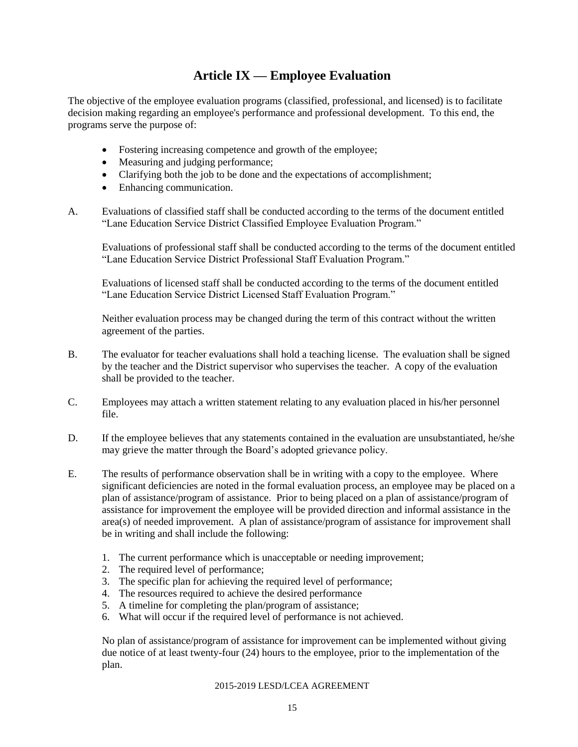# Article IX — Employee Evaluation

The objective of the employee evaluation programs (classified, professional, and licensed) is to facilitate decision making regarding an employee's performance and professional development. To this end, the programs serve the purpose of:

- Fostering increasing competence and growth of the employee;
- Measuring and judging performance;
- Clarifying both the job to be done and the expectations of accomplishment;
- Enhancing communication.

A. Evaluations of classified staff shall be conducted according to the terms of the document entitled "Lane Education Service District Classified Employee Evaluation Program."

   Evaluations of professional staff shall be conducted according to the terms of the document entitled "Lane Education Service District Professional Staff Evaluation Program."

   Evaluations of licensed staff shall be conducted according to the terms of the document entitled "Lane Education Service District Licensed Staff Evaluation Program."

   Neither evaluation process may be changed during the term of this contract without the written agreement of the parties.

B. The evaluator for teacher evaluations shall hold a teaching license. The evaluation shall be signed by the teacher and the District supervisor who supervises the teacher. A copy of the evaluation shall be provided to the teacher.

C. Employees may attach a written statement relating to any evaluation placed in his/her personnel file.

D. If the employee believes that any statements contained in the evaluation are unsubstantiated, he/she may grieve the matter through the Board's adopted grievance policy.

E. The results of performance observation shall be in writing with a copy to the employee. Where significant deficiencies are noted in the formal evaluation process, an employee may be placed on a plan of assistance/program of assistance. Prior to being placed on a plan of assistance/program of assistance for improvement the employee will be provided direction and informal assistance in the area(s) of needed improvement. A plan of assistance/program of assistance for improvement shall be in writing and shall include the following:

   1. The current performance which is unacceptable or needing improvement;
   2. The required level of performance;
   3. The specific plan for achieving the required level of performance;
   4. The resources required to achieve the desired performance
   5. A timeline for completing the plan/program of assistance;
   6. What will occur if the required level of performance is not achieved.

   No plan of assistance/program of assistance for improvement can be implemented without giving due notice of at least twenty-four (24) hours to the employee, prior to the implementation of the plan.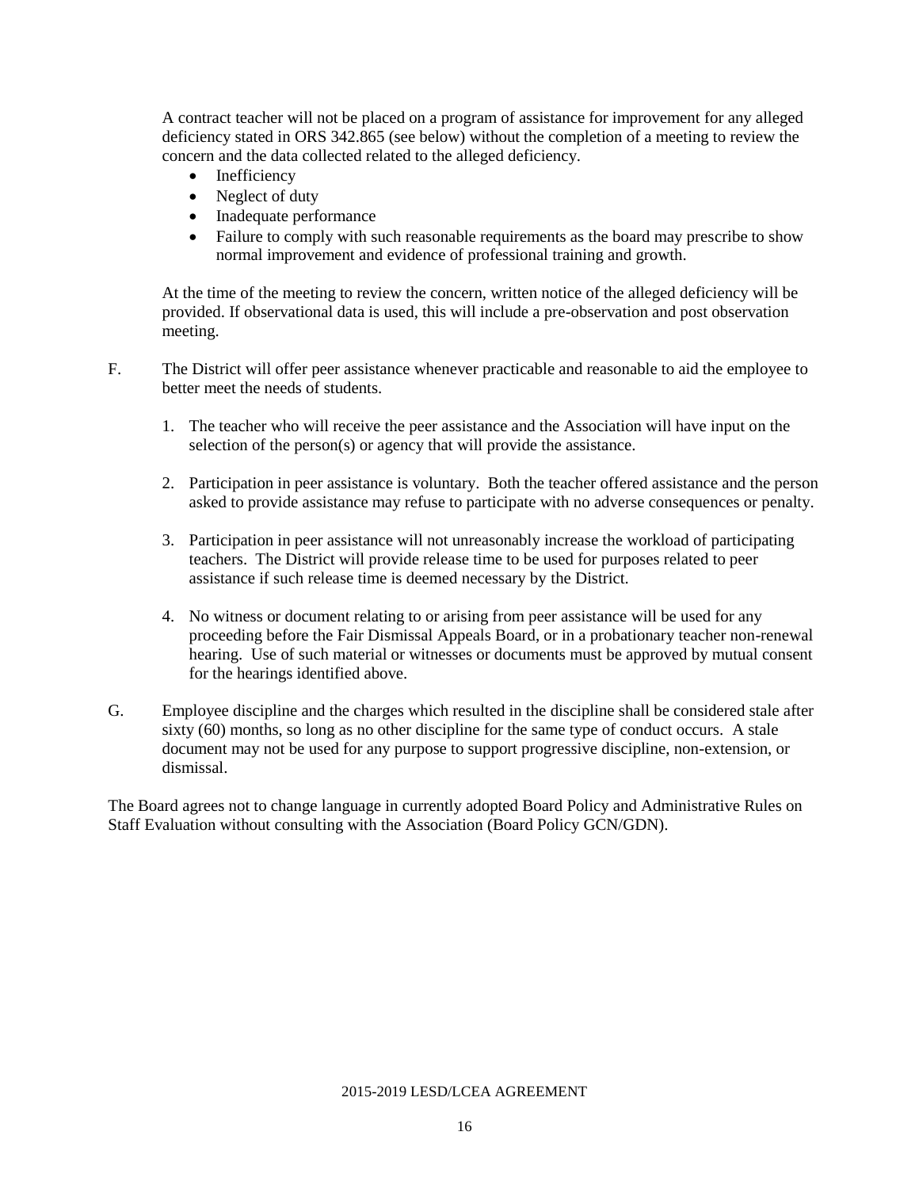A contract teacher will not be placed on a program of assistance for improvement for any alleged deficiency stated in ORS 342.865 (see below) without the completion of a meeting to review the concern and the data collected related to the alleged deficiency.

- Inefficiency
- Neglect of duty
- Inadequate performance
- Failure to comply with such reasonable requirements as the board may prescribe to show normal improvement and evidence of professional training and growth.

At the time of the meeting to review the concern, written notice of the alleged deficiency will be provided. If observational data is used, this will include a pre-observation and post observation meeting.

F. The District will offer peer assistance whenever practicable and reasonable to aid the employee to better meet the needs of students.

1. The teacher who will receive the peer assistance and the Association will have input on the selection of the person(s) or agency that will provide the assistance.

2. Participation in peer assistance is voluntary. Both the teacher offered assistance and the person asked to provide assistance may refuse to participate with no adverse consequences or penalty.

3. Participation in peer assistance will not unreasonably increase the workload of participating teachers. The District will provide release time to be used for purposes related to peer assistance if such release time is deemed necessary by the District.

4. No witness or document relating to or arising from peer assistance will be used for any proceeding before the Fair Dismissal Appeals Board, or in a probationary teacher non-renewal hearing. Use of such material or witnesses or documents must be approved by mutual consent for the hearings identified above.

G. Employee discipline and the charges which resulted in the discipline shall be considered stale after sixty (60) months, so long as no other discipline for the same type of conduct occurs. A stale document may not be used for any purpose to support progressive discipline, non-extension, or dismissal.

The Board agrees not to change language in currently adopted Board Policy and Administrative Rules on Staff Evaluation without consulting with the Association (Board Policy GCN/GDN).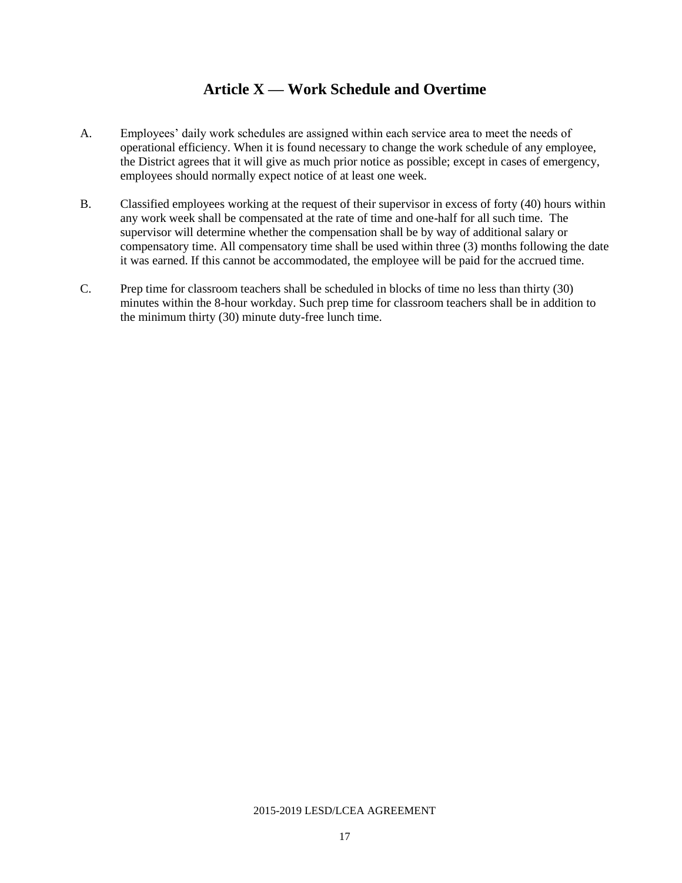# Article X — Work Schedule and Overtime

A. Employees' daily work schedules are assigned within each service area to meet the needs of operational efficiency. When it is found necessary to change the work schedule of any employee, the District agrees that it will give as much prior notice as possible; except in cases of emergency, employees should normally expect notice of at least one week.

B. Classified employees working at the request of their supervisor in excess of forty (40) hours within any work week shall be compensated at the rate of time and one-half for all such time. The supervisor will determine whether the compensation shall be by way of additional salary or compensatory time. All compensatory time shall be used within three (3) months following the date it was earned. If this cannot be accommodated, the employee will be paid for the accrued time.

C. Prep time for classroom teachers shall be scheduled in blocks of time no less than thirty (30) minutes within the 8-hour workday. Such prep time for classroom teachers shall be in addition to the minimum thirty (30) minute duty-free lunch time.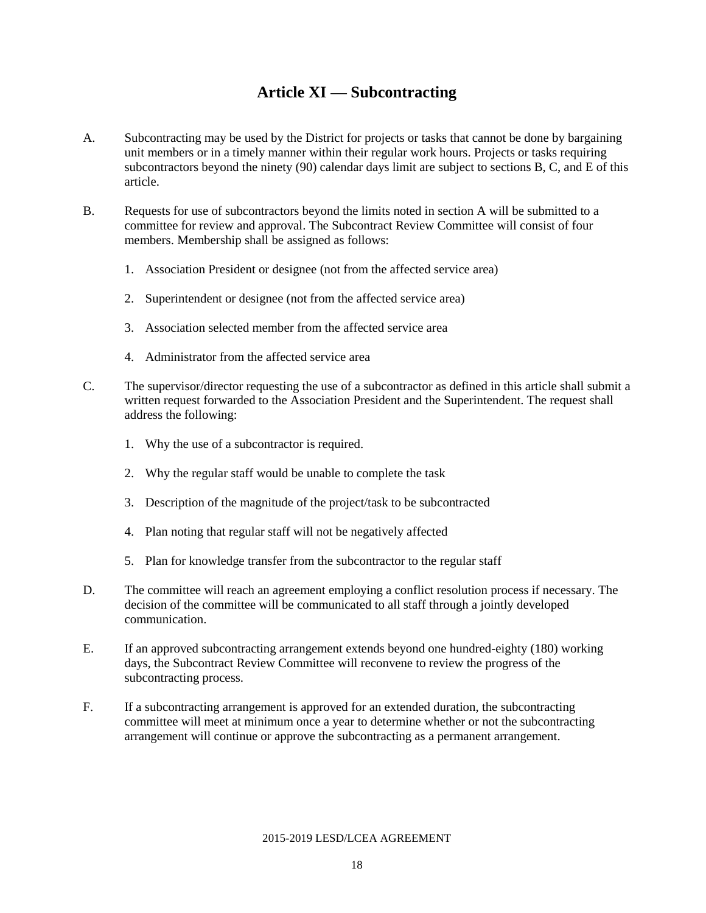# Article XI — Subcontracting

A. Subcontracting may be used by the District for projects or tasks that cannot be done by bargaining unit members or in a timely manner within their regular work hours. Projects or tasks requiring subcontractors beyond the ninety (90) calendar days limit are subject to sections B, C, and E of this article.

B. Requests for use of subcontractors beyond the limits noted in section A will be submitted to a committee for review and approval. The Subcontract Review Committee will consist of four members. Membership shall be assigned as follows:

1. Association President or designee (not from the affected service area)
2. Superintendent or designee (not from the affected service area)
3. Association selected member from the affected service area
4. Administrator from the affected service area

C. The supervisor/director requesting the use of a subcontractor as defined in this article shall submit a written request forwarded to the Association President and the Superintendent. The request shall address the following:

1. Why the use of a subcontractor is required.
2. Why the regular staff would be unable to complete the task
3. Description of the magnitude of the project/task to be subcontracted
4. Plan noting that regular staff will not be negatively affected
5. Plan for knowledge transfer from the subcontractor to the regular staff

D. The committee will reach an agreement employing a conflict resolution process if necessary. The decision of the committee will be communicated to all staff through a jointly developed communication.

E. If an approved subcontracting arrangement extends beyond one hundred-eighty (180) working days, the Subcontract Review Committee will reconvene to review the progress of the subcontracting process.

F. If a subcontracting arrangement is approved for an extended duration, the subcontracting committee will meet at minimum once a year to determine whether or not the subcontracting arrangement will continue or approve the subcontracting as a permanent arrangement.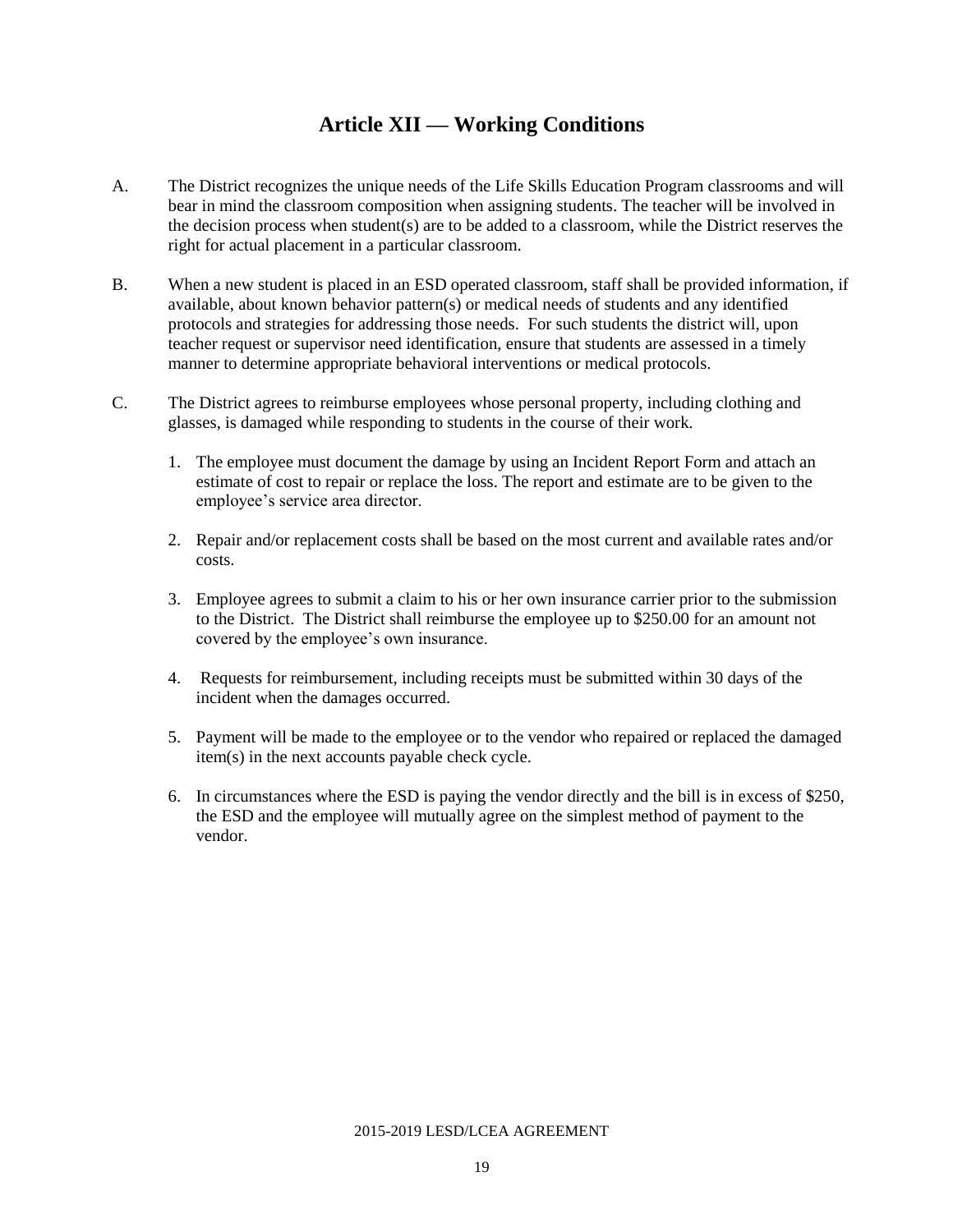# Article XII — Working Conditions

A. The District recognizes the unique needs of the Life Skills Education Program classrooms and will bear in mind the classroom composition when assigning students. The teacher will be involved in the decision process when student(s) are to be added to a classroom, while the District reserves the right for actual placement in a particular classroom.

B. When a new student is placed in an ESD operated classroom, staff shall be provided information, if available, about known behavior pattern(s) or medical needs of students and any identified protocols and strategies for addressing those needs. For such students the district will, upon teacher request or supervisor need identification, ensure that students are assessed in a timely manner to determine appropriate behavioral interventions or medical protocols.

C. The District agrees to reimburse employees whose personal property, including clothing and glasses, is damaged while responding to students in the course of their work.

1. The employee must document the damage by using an Incident Report Form and attach an estimate of cost to repair or replace the loss. The report and estimate are to be given to the employee's service area director.

2. Repair and/or replacement costs shall be based on the most current and available rates and/or costs.

3. Employee agrees to submit a claim to his or her own insurance carrier prior to the submission to the District. The District shall reimburse the employee up to $250.00 for an amount not covered by the employee's own insurance.

4. Requests for reimbursement, including receipts must be submitted within 30 days of the incident when the damages occurred.

5. Payment will be made to the employee or to the vendor who repaired or replaced the damaged item(s) in the next accounts payable check cycle.

6. In circumstances where the ESD is paying the vendor directly and the bill is in excess of $250, the ESD and the employee will mutually agree on the simplest method of payment to the vendor.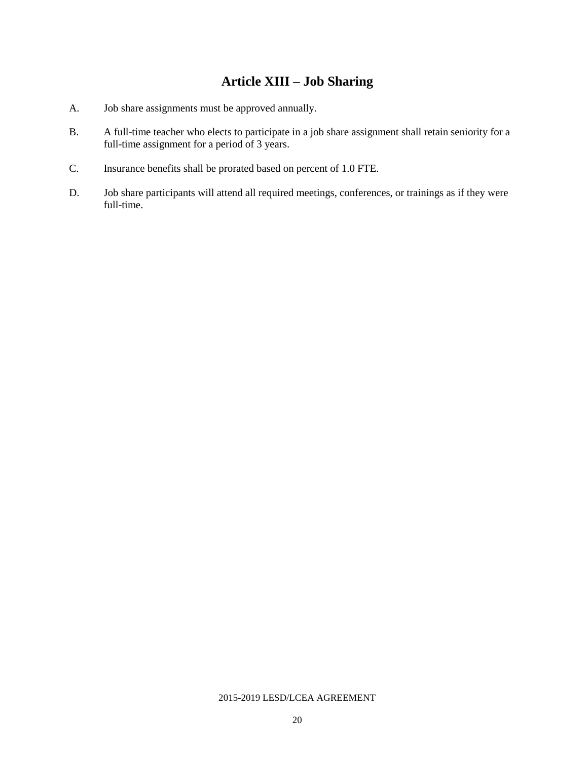# Article XIII – Job Sharing

A. Job share assignments must be approved annually.

B. A full-time teacher who elects to participate in a job share assignment shall retain seniority for a full-time assignment for a period of 3 years.

C. Insurance benefits shall be prorated based on percent of 1.0 FTE.

D. Job share participants will attend all required meetings, conferences, or trainings as if they were full-time.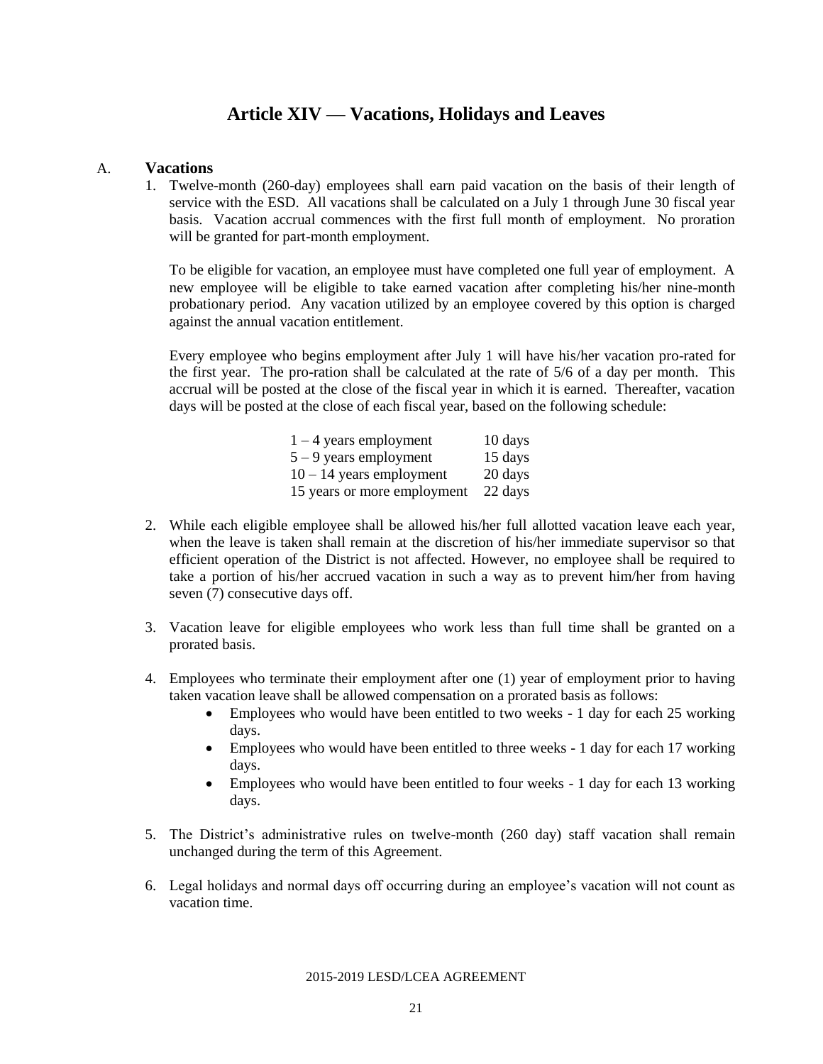# Article XIV — Vacations, Holidays and Leaves

## A. Vacations

1. Twelve-month (260-day) employees shall earn paid vacation on the basis of their length of service with the ESD. All vacations shall be calculated on a July 1 through June 30 fiscal year basis. Vacation accrual commences with the first full month of employment. No proration will be granted for part-month employment.

   To be eligible for vacation, an employee must have completed one full year of employment. A new employee will be eligible to take earned vacation after completing his/her nine-month probationary period. Any vacation utilized by an employee covered by this option is charged against the annual vacation entitlement.

   Every employee who begins employment after July 1 will have his/her vacation pro-rated for the first year. The pro-ration shall be calculated at the rate of 5/6 of a day per month. This accrual will be posted at the close of the fiscal year in which it is earned. Thereafter, vacation days will be posted at the close of each fiscal year, based on the following schedule:

   | | |
   |---|---|
   | 1 – 4 years employment | 10 days |
   | 5 – 9 years employment | 15 days |
   | 10 – 14 years employment | 20 days |
   | 15 years or more employment | 22 days |

2. While each eligible employee shall be allowed his/her full allotted vacation leave each year, when the leave is taken shall remain at the discretion of his/her immediate supervisor so that efficient operation of the District is not affected. However, no employee shall be required to take a portion of his/her accrued vacation in such a way as to prevent him/her from having seven (7) consecutive days off.

3. Vacation leave for eligible employees who work less than full time shall be granted on a prorated basis.

4. Employees who terminate their employment after one (1) year of employment prior to having taken vacation leave shall be allowed compensation on a prorated basis as follows:
   - Employees who would have been entitled to two weeks - 1 day for each 25 working days.
   - Employees who would have been entitled to three weeks - 1 day for each 17 working days.
   - Employees who would have been entitled to four weeks - 1 day for each 13 working days.

5. The District's administrative rules on twelve-month (260 day) staff vacation shall remain unchanged during the term of this Agreement.

6. Legal holidays and normal days off occurring during an employee's vacation will not count as vacation time.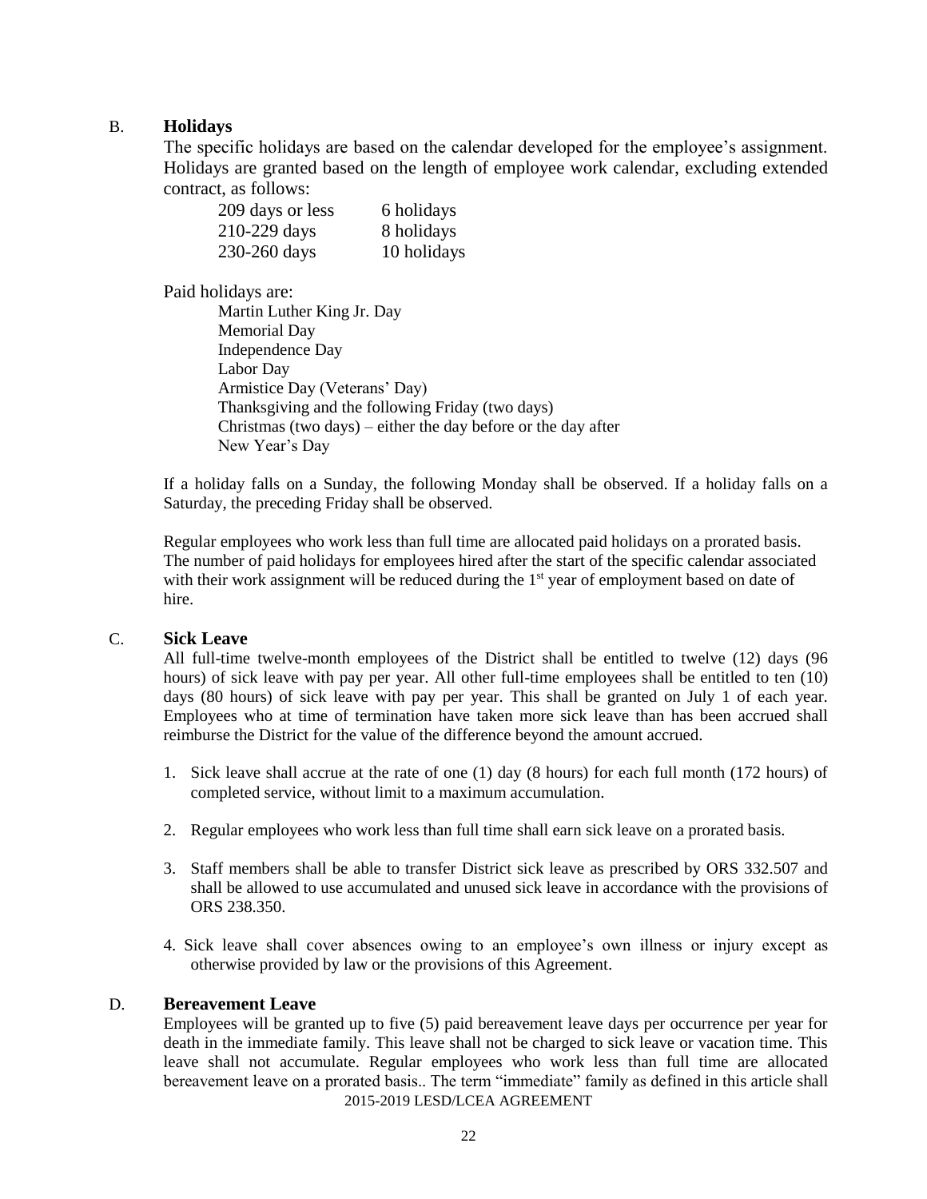## B. **Holidays**

The specific holidays are based on the calendar developed for the employee's assignment. Holidays are granted based on the length of employee work calendar, excluding extended contract, as follows:

| | |
|---|---|
| 209 days or less | 6 holidays |
| 210-229 days | 8 holidays |
| 230-260 days | 10 holidays |

Paid holidays are:

Martin Luther King Jr. Day
Memorial Day
Independence Day
Labor Day
Armistice Day (Veterans' Day)
Thanksgiving and the following Friday (two days)
Christmas (two days) – either the day before or the day after
New Year's Day

If a holiday falls on a Sunday, the following Monday shall be observed. If a holiday falls on a Saturday, the preceding Friday shall be observed.

Regular employees who work less than full time are allocated paid holidays on a prorated basis. The number of paid holidays for employees hired after the start of the specific calendar associated with their work assignment will be reduced during the 1st year of employment based on date of hire.

## C. **Sick Leave**

All full-time twelve-month employees of the District shall be entitled to twelve (12) days (96 hours) of sick leave with pay per year. All other full-time employees shall be entitled to ten (10) days (80 hours) of sick leave with pay per year. This shall be granted on July 1 of each year. Employees who at time of termination have taken more sick leave than has been accrued shall reimburse the District for the value of the difference beyond the amount accrued.

1. Sick leave shall accrue at the rate of one (1) day (8 hours) for each full month (172 hours) of completed service, without limit to a maximum accumulation.
2. Regular employees who work less than full time shall earn sick leave on a prorated basis.
3. Staff members shall be able to transfer District sick leave as prescribed by ORS 332.507 and shall be allowed to use accumulated and unused sick leave in accordance with the provisions of ORS 238.350.
4. Sick leave shall cover absences owing to an employee's own illness or injury except as otherwise provided by law or the provisions of this Agreement.

## D. **Bereavement Leave**

Employees will be granted up to five (5) paid bereavement leave days per occurrence per year for death in the immediate family. This leave shall not be charged to sick leave or vacation time. This leave shall not accumulate. Regular employees who work less than full time are allocated bereavement leave on a prorated basis.. The term "immediate" family as defined in this article shall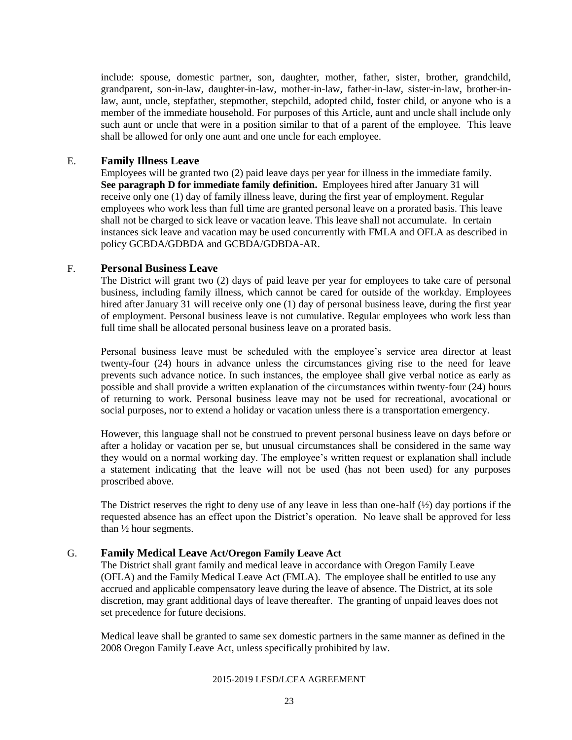include: spouse, domestic partner, son, daughter, mother, father, sister, brother, grandchild, grandparent, son-in-law, daughter-in-law, mother-in-law, father-in-law, sister-in-law, brother-in-law, aunt, uncle, stepfather, stepmother, stepchild, adopted child, foster child, or anyone who is a member of the immediate household. For purposes of this Article, aunt and uncle shall include only such aunt or uncle that were in a position similar to that of a parent of the employee. This leave shall be allowed for only one aunt and one uncle for each employee.

### E. Family Illness Leave

Employees will be granted two (2) paid leave days per year for illness in the immediate family. **See paragraph D for immediate family definition.** Employees hired after January 31 will receive only one (1) day of family illness leave, during the first year of employment. Regular employees who work less than full time are granted personal leave on a prorated basis. This leave shall not be charged to sick leave or vacation leave. This leave shall not accumulate. In certain instances sick leave and vacation may be used concurrently with FMLA and OFLA as described in policy GCBDA/GDBDA and GCBDA/GDBDA-AR.

### F. Personal Business Leave

The District will grant two (2) days of paid leave per year for employees to take care of personal business, including family illness, which cannot be cared for outside of the workday. Employees hired after January 31 will receive only one (1) day of personal business leave, during the first year of employment. Personal business leave is not cumulative. Regular employees who work less than full time shall be allocated personal business leave on a prorated basis.

Personal business leave must be scheduled with the employee's service area director at least twenty-four (24) hours in advance unless the circumstances giving rise to the need for leave prevents such advance notice. In such instances, the employee shall give verbal notice as early as possible and shall provide a written explanation of the circumstances within twenty-four (24) hours of returning to work. Personal business leave may not be used for recreational, avocational or social purposes, nor to extend a holiday or vacation unless there is a transportation emergency.

However, this language shall not be construed to prevent personal business leave on days before or after a holiday or vacation per se, but unusual circumstances shall be considered in the same way they would on a normal working day. The employee's written request or explanation shall include a statement indicating that the leave will not be used (has not been used) for any purposes proscribed above.

The District reserves the right to deny use of any leave in less than one-half (½) day portions if the requested absence has an effect upon the District's operation. No leave shall be approved for less than ½ hour segments.

### G. Family Medical Leave Act/Oregon Family Leave Act

The District shall grant family and medical leave in accordance with Oregon Family Leave (OFLA) and the Family Medical Leave Act (FMLA). The employee shall be entitled to use any accrued and applicable compensatory leave during the leave of absence. The District, at its sole discretion, may grant additional days of leave thereafter. The granting of unpaid leaves does not set precedence for future decisions.

Medical leave shall be granted to same sex domestic partners in the same manner as defined in the 2008 Oregon Family Leave Act, unless specifically prohibited by law.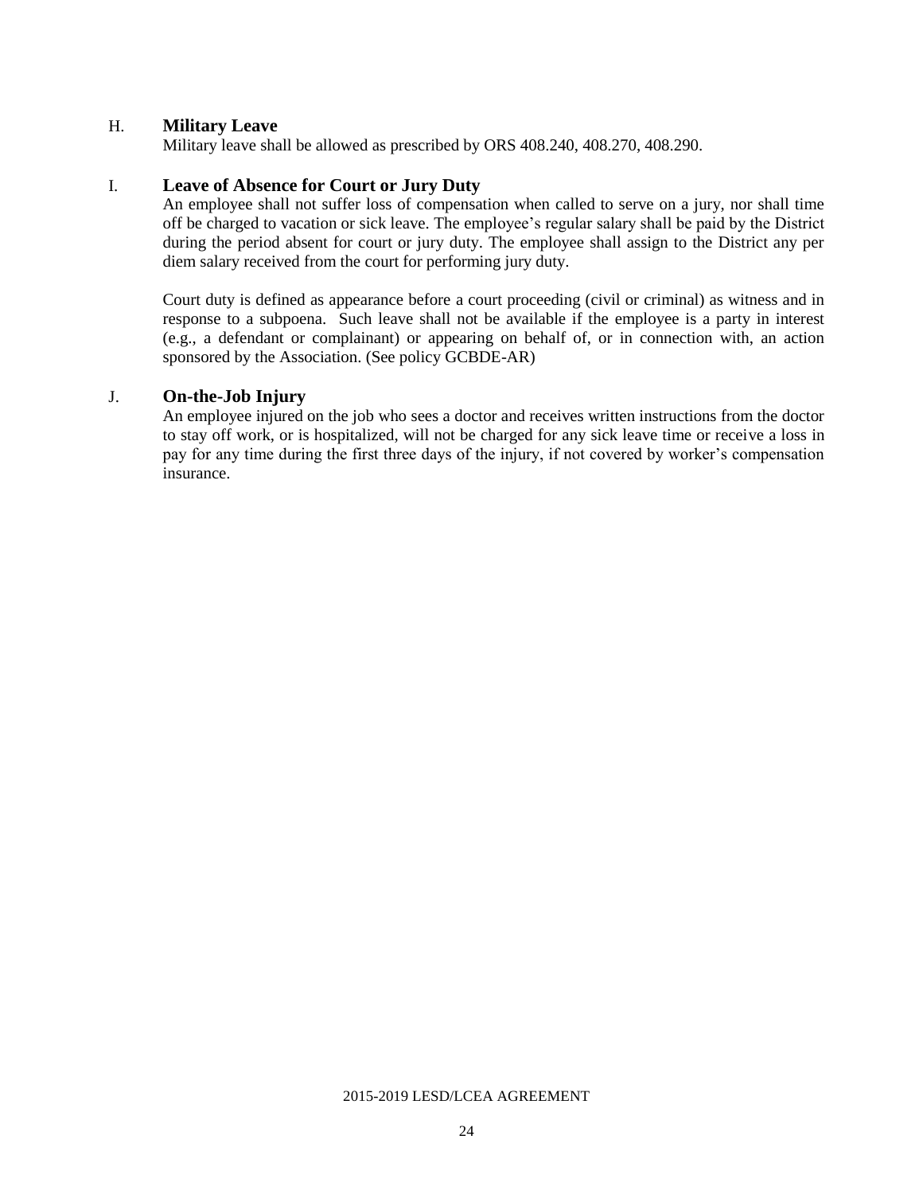### H. **Military Leave**

Military leave shall be allowed as prescribed by ORS 408.240, 408.270, 408.290.

### I. **Leave of Absence for Court or Jury Duty**

An employee shall not suffer loss of compensation when called to serve on a jury, nor shall time off be charged to vacation or sick leave. The employee's regular salary shall be paid by the District during the period absent for court or jury duty. The employee shall assign to the District any per diem salary received from the court for performing jury duty.

Court duty is defined as appearance before a court proceeding (civil or criminal) as witness and in response to a subpoena. Such leave shall not be available if the employee is a party in interest (e.g., a defendant or complainant) or appearing on behalf of, or in connection with, an action sponsored by the Association. (See policy GCBDE-AR)

### J. **On-the-Job Injury**

An employee injured on the job who sees a doctor and receives written instructions from the doctor to stay off work, or is hospitalized, will not be charged for any sick leave time or receive a loss in pay for any time during the first three days of the injury, if not covered by worker's compensation insurance.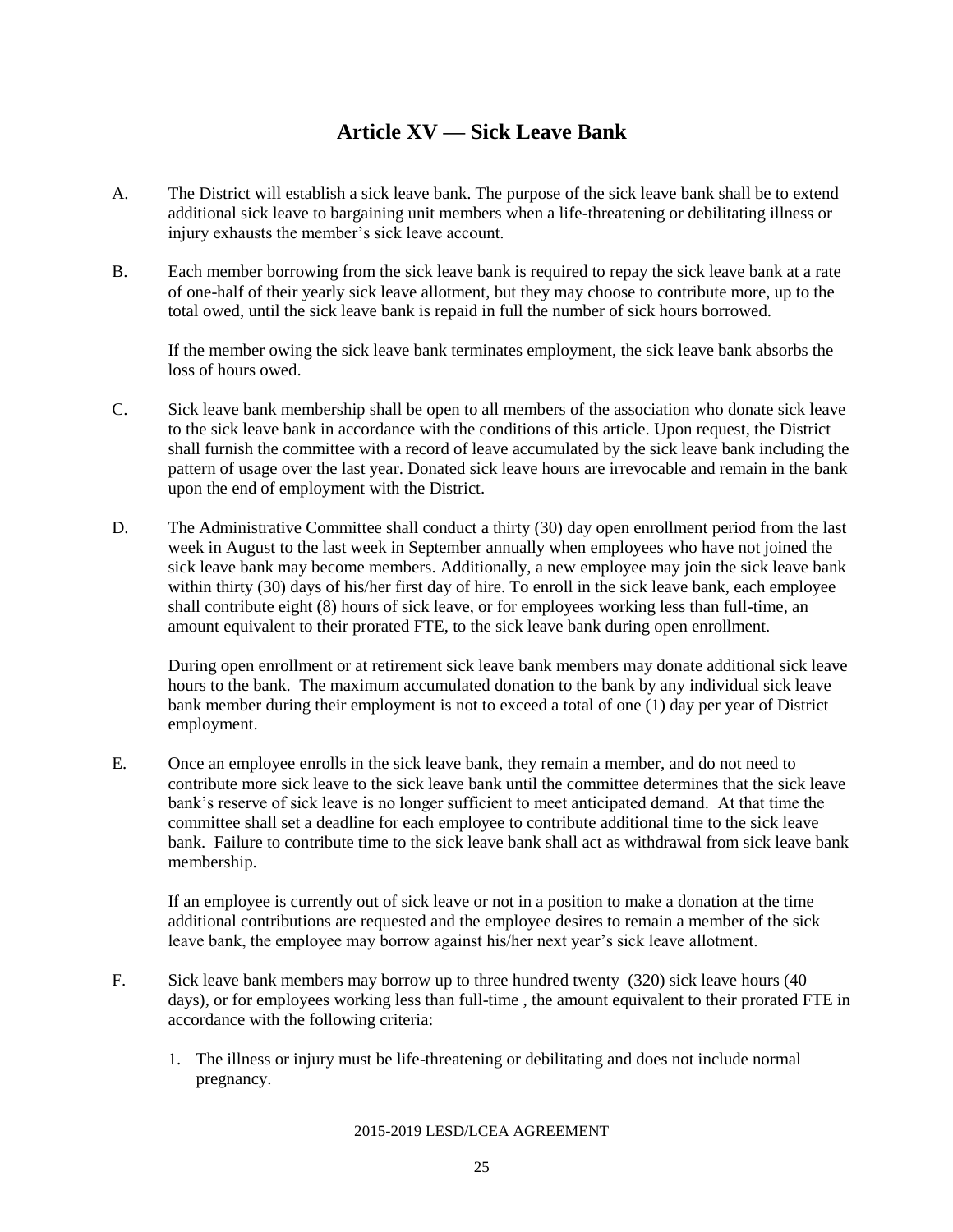# Article XV — Sick Leave Bank

A. The District will establish a sick leave bank. The purpose of the sick leave bank shall be to extend additional sick leave to bargaining unit members when a life-threatening or debilitating illness or injury exhausts the member's sick leave account.

B. Each member borrowing from the sick leave bank is required to repay the sick leave bank at a rate of one-half of their yearly sick leave allotment, but they may choose to contribute more, up to the total owed, until the sick leave bank is repaid in full the number of sick hours borrowed.

   If the member owing the sick leave bank terminates employment, the sick leave bank absorbs the loss of hours owed.

C. Sick leave bank membership shall be open to all members of the association who donate sick leave to the sick leave bank in accordance with the conditions of this article. Upon request, the District shall furnish the committee with a record of leave accumulated by the sick leave bank including the pattern of usage over the last year. Donated sick leave hours are irrevocable and remain in the bank upon the end of employment with the District.

D. The Administrative Committee shall conduct a thirty (30) day open enrollment period from the last week in August to the last week in September annually when employees who have not joined the sick leave bank may become members. Additionally, a new employee may join the sick leave bank within thirty (30) days of his/her first day of hire. To enroll in the sick leave bank, each employee shall contribute eight (8) hours of sick leave, or for employees working less than full-time, an amount equivalent to their prorated FTE, to the sick leave bank during open enrollment.

   During open enrollment or at retirement sick leave bank members may donate additional sick leave hours to the bank. The maximum accumulated donation to the bank by any individual sick leave bank member during their employment is not to exceed a total of one (1) day per year of District employment.

E. Once an employee enrolls in the sick leave bank, they remain a member, and do not need to contribute more sick leave to the sick leave bank until the committee determines that the sick leave bank's reserve of sick leave is no longer sufficient to meet anticipated demand. At that time the committee shall set a deadline for each employee to contribute additional time to the sick leave bank. Failure to contribute time to the sick leave bank shall act as withdrawal from sick leave bank membership.

   If an employee is currently out of sick leave or not in a position to make a donation at the time additional contributions are requested and the employee desires to remain a member of the sick leave bank, the employee may borrow against his/her next year's sick leave allotment.

F. Sick leave bank members may borrow up to three hundred twenty (320) sick leave hours (40 days), or for employees working less than full-time , the amount equivalent to their prorated FTE in accordance with the following criteria:

   1. The illness or injury must be life-threatening or debilitating and does not include normal pregnancy.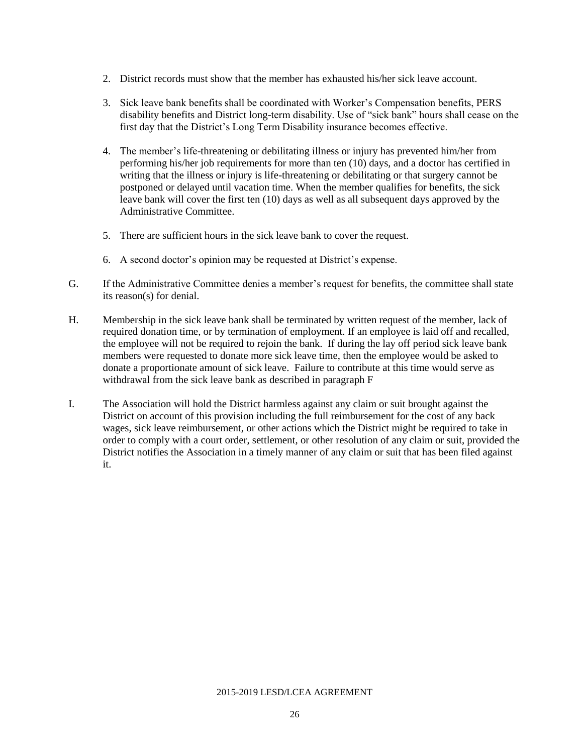2. District records must show that the member has exhausted his/her sick leave account.

3. Sick leave bank benefits shall be coordinated with Worker's Compensation benefits, PERS disability benefits and District long-term disability. Use of "sick bank" hours shall cease on the first day that the District's Long Term Disability insurance becomes effective.

4. The member's life-threatening or debilitating illness or injury has prevented him/her from performing his/her job requirements for more than ten (10) days, and a doctor has certified in writing that the illness or injury is life-threatening or debilitating or that surgery cannot be postponed or delayed until vacation time. When the member qualifies for benefits, the sick leave bank will cover the first ten (10) days as well as all subsequent days approved by the Administrative Committee.

5. There are sufficient hours in the sick leave bank to cover the request.

6. A second doctor's opinion may be requested at District's expense.

G. If the Administrative Committee denies a member's request for benefits, the committee shall state its reason(s) for denial.

H. Membership in the sick leave bank shall be terminated by written request of the member, lack of required donation time, or by termination of employment. If an employee is laid off and recalled, the employee will not be required to rejoin the bank. If during the lay off period sick leave bank members were requested to donate more sick leave time, then the employee would be asked to donate a proportionate amount of sick leave. Failure to contribute at this time would serve as withdrawal from the sick leave bank as described in paragraph F

I. The Association will hold the District harmless against any claim or suit brought against the District on account of this provision including the full reimbursement for the cost of any back wages, sick leave reimbursement, or other actions which the District might be required to take in order to comply with a court order, settlement, or other resolution of any claim or suit, provided the District notifies the Association in a timely manner of any claim or suit that has been filed against it.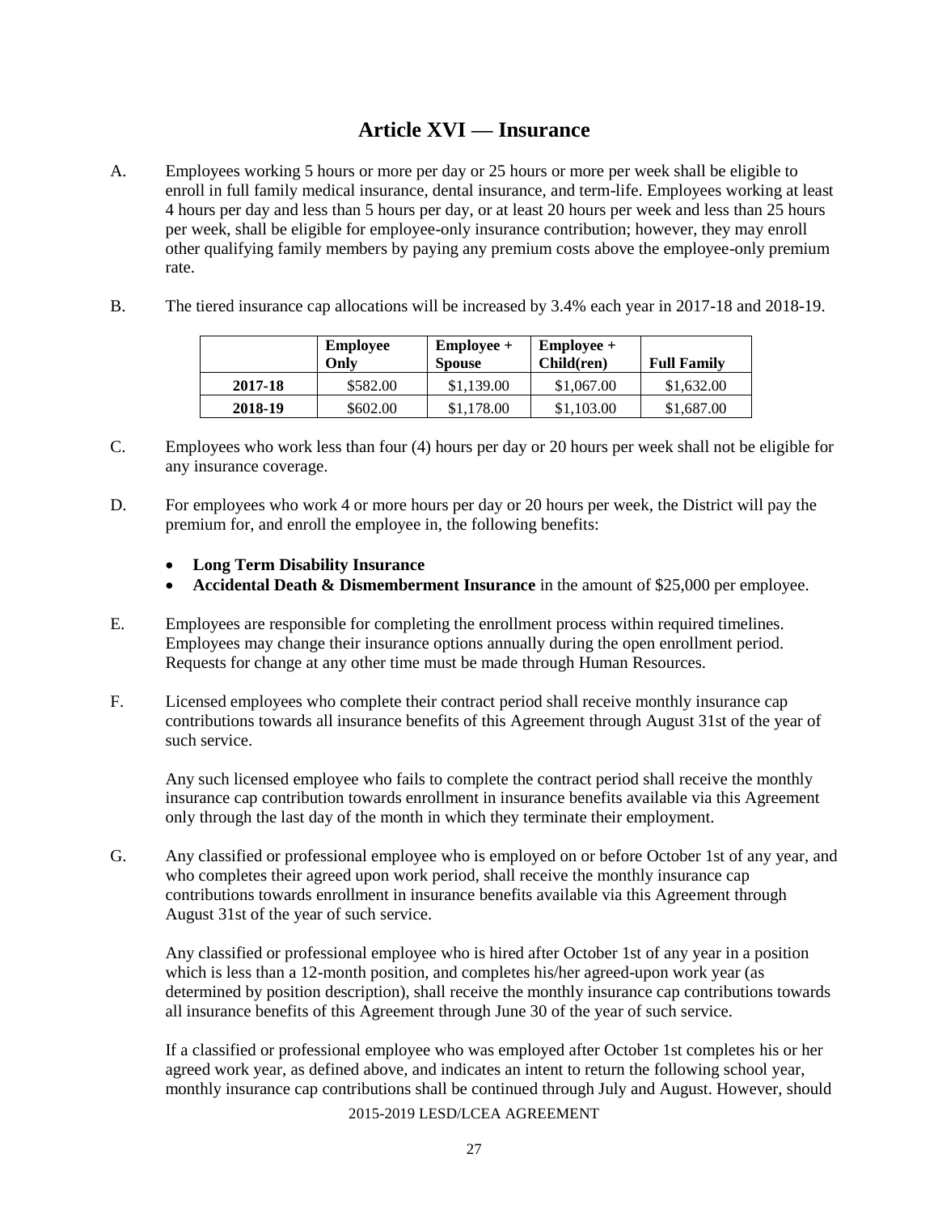# Article XVI — Insurance

A. Employees working 5 hours or more per day or 25 hours or more per week shall be eligible to enroll in full family medical insurance, dental insurance, and term-life. Employees working at least 4 hours per day and less than 5 hours per day, or at least 20 hours per week and less than 25 hours per week, shall be eligible for employee-only insurance contribution; however, they may enroll other qualifying family members by paying any premium costs above the employee-only premium rate.

B. The tiered insurance cap allocations will be increased by 3.4% each year in 2017-18 and 2018-19.

| | Employee Only | Employee + Spouse | Employee + Child(ren) | Full Family |
|---|---|---|---|---|
| **2017-18** | $582.00 | $1,139.00 | $1,067.00 | $1,632.00 |
| **2018-19** | $602.00 | $1,178.00 | $1,103.00 | $1,687.00 |

C. Employees who work less than four (4) hours per day or 20 hours per week shall not be eligible for any insurance coverage.

D. For employees who work 4 or more hours per day or 20 hours per week, the District will pay the premium for, and enroll the employee in, the following benefits:

- **Long Term Disability Insurance**
- **Accidental Death & Dismemberment Insurance** in the amount of $25,000 per employee.

E. Employees are responsible for completing the enrollment process within required timelines. Employees may change their insurance options annually during the open enrollment period. Requests for change at any other time must be made through Human Resources.

F. Licensed employees who complete their contract period shall receive monthly insurance cap contributions towards all insurance benefits of this Agreement through August 31st of the year of such service.

Any such licensed employee who fails to complete the contract period shall receive the monthly insurance cap contribution towards enrollment in insurance benefits available via this Agreement only through the last day of the month in which they terminate their employment.

G. Any classified or professional employee who is employed on or before October 1st of any year, and who completes their agreed upon work period, shall receive the monthly insurance cap contributions towards enrollment in insurance benefits available via this Agreement through August 31st of the year of such service.

Any classified or professional employee who is hired after October 1st of any year in a position which is less than a 12-month position, and completes his/her agreed-upon work year (as determined by position description), shall receive the monthly insurance cap contributions towards all insurance benefits of this Agreement through June 30 of the year of such service.

If a classified or professional employee who was employed after October 1st completes his or her agreed work year, as defined above, and indicates an intent to return the following school year, monthly insurance cap contributions shall be continued through July and August. However, should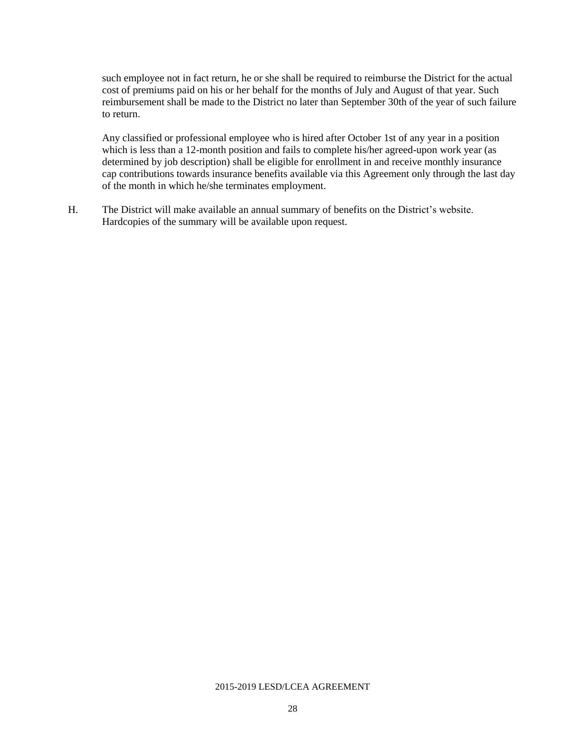such employee not in fact return, he or she shall be required to reimburse the District for the actual cost of premiums paid on his or her behalf for the months of July and August of that year. Such reimbursement shall be made to the District no later than September 30th of the year of such failure to return.

Any classified or professional employee who is hired after October 1st of any year in a position which is less than a 12-month position and fails to complete his/her agreed-upon work year (as determined by job description) shall be eligible for enrollment in and receive monthly insurance cap contributions towards insurance benefits available via this Agreement only through the last day of the month in which he/she terminates employment.

H. The District will make available an annual summary of benefits on the District's website. Hardcopies of the summary will be available upon request.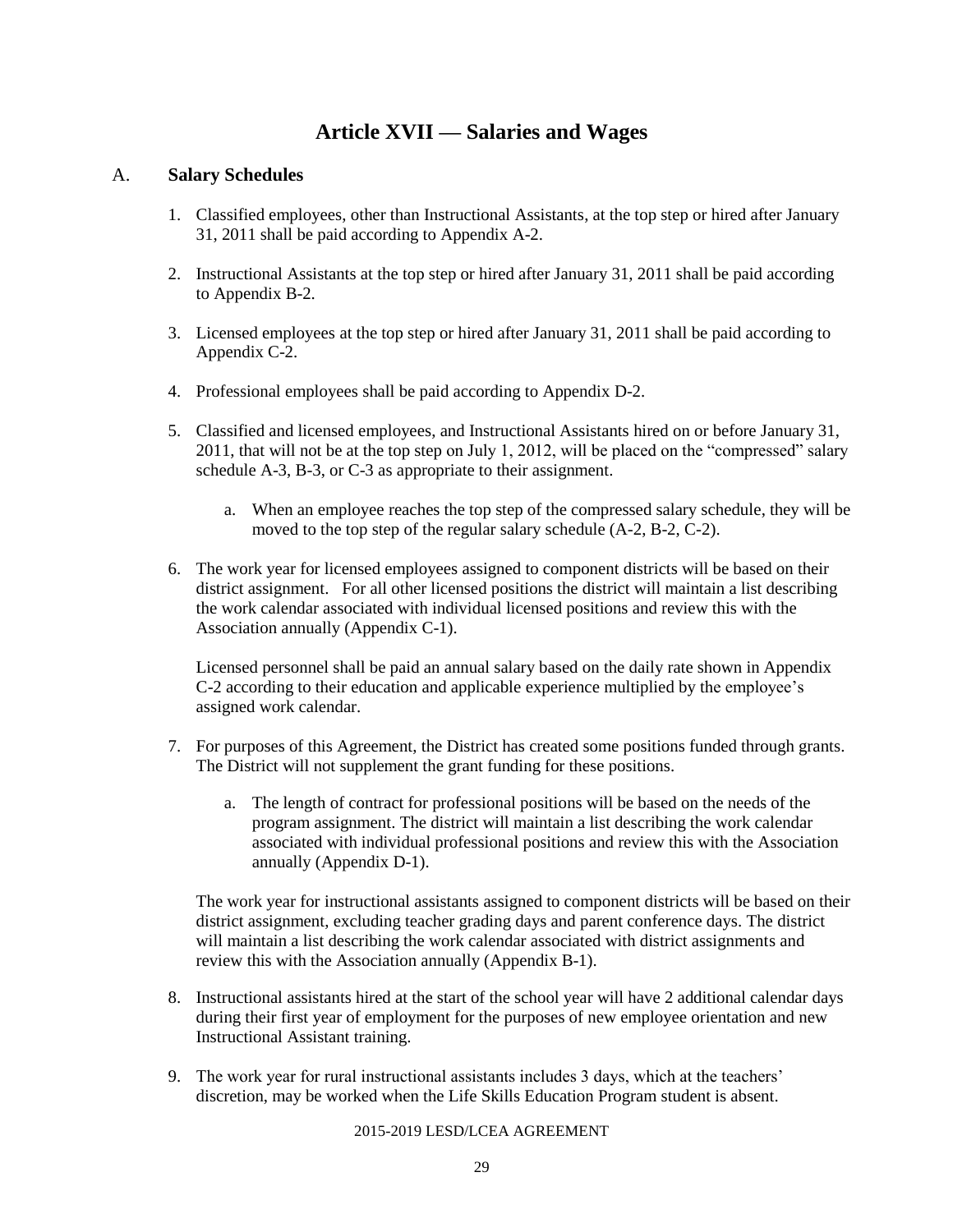# Article XVII — Salaries and Wages

A. **Salary Schedules**

1. Classified employees, other than Instructional Assistants, at the top step or hired after January 31, 2011 shall be paid according to Appendix A-2.

2. Instructional Assistants at the top step or hired after January 31, 2011 shall be paid according to Appendix B-2.

3. Licensed employees at the top step or hired after January 31, 2011 shall be paid according to Appendix C-2.

4. Professional employees shall be paid according to Appendix D-2.

5. Classified and licensed employees, and Instructional Assistants hired on or before January 31, 2011, that will not be at the top step on July 1, 2012, will be placed on the "compressed" salary schedule A-3, B-3, or C-3 as appropriate to their assignment.

   a. When an employee reaches the top step of the compressed salary schedule, they will be moved to the top step of the regular salary schedule (A-2, B-2, C-2).

6. The work year for licensed employees assigned to component districts will be based on their district assignment. For all other licensed positions the district will maintain a list describing the work calendar associated with individual licensed positions and review this with the Association annually (Appendix C-1).

   Licensed personnel shall be paid an annual salary based on the daily rate shown in Appendix C-2 according to their education and applicable experience multiplied by the employee's assigned work calendar.

7. For purposes of this Agreement, the District has created some positions funded through grants. The District will not supplement the grant funding for these positions.

   a. The length of contract for professional positions will be based on the needs of the program assignment. The district will maintain a list describing the work calendar associated with individual professional positions and review this with the Association annually (Appendix D-1).

   The work year for instructional assistants assigned to component districts will be based on their district assignment, excluding teacher grading days and parent conference days. The district will maintain a list describing the work calendar associated with district assignments and review this with the Association annually (Appendix B-1).

8. Instructional assistants hired at the start of the school year will have 2 additional calendar days during their first year of employment for the purposes of new employee orientation and new Instructional Assistant training.

9. The work year for rural instructional assistants includes 3 days, which at the teachers' discretion, may be worked when the Life Skills Education Program student is absent.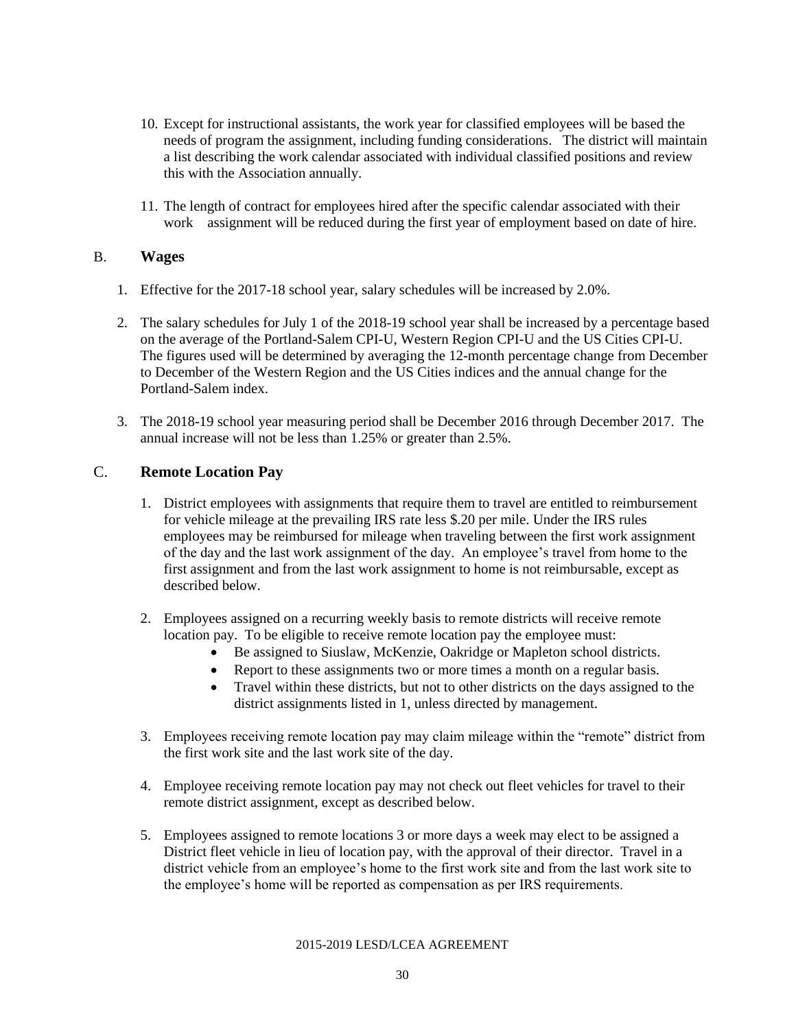10. Except for instructional assistants, the work year for classified employees will be based the needs of program the assignment, including funding considerations. The district will maintain a list describing the work calendar associated with individual classified positions and review this with the Association annually.

11. The length of contract for employees hired after the specific calendar associated with their work assignment will be reduced during the first year of employment based on date of hire.

## B. **Wages**

1. Effective for the 2017-18 school year, salary schedules will be increased by 2.0%.

2. The salary schedules for July 1 of the 2018-19 school year shall be increased by a percentage based on the average of the Portland-Salem CPI-U, Western Region CPI-U and the US Cities CPI-U. The figures used will be determined by averaging the 12-month percentage change from December to December of the Western Region and the US Cities indices and the annual change for the Portland-Salem index.

3. The 2018-19 school year measuring period shall be December 2016 through December 2017. The annual increase will not be less than 1.25% or greater than 2.5%.

## C. **Remote Location Pay**

1. District employees with assignments that require them to travel are entitled to reimbursement for vehicle mileage at the prevailing IRS rate less $.20 per mile. Under the IRS rules employees may be reimbursed for mileage when traveling between the first work assignment of the day and the last work assignment of the day. An employee's travel from home to the first assignment and from the last work assignment to home is not reimbursable, except as described below.

2. Employees assigned on a recurring weekly basis to remote districts will receive remote location pay. To be eligible to receive remote location pay the employee must:
   - Be assigned to Siuslaw, McKenzie, Oakridge or Mapleton school districts.
   - Report to these assignments two or more times a month on a regular basis.
   - Travel within these districts, but not to other districts on the days assigned to the district assignments listed in 1, unless directed by management.

3. Employees receiving remote location pay may claim mileage within the "remote" district from the first work site and the last work site of the day.

4. Employee receiving remote location pay may not check out fleet vehicles for travel to their remote district assignment, except as described below.

5. Employees assigned to remote locations 3 or more days a week may elect to be assigned a District fleet vehicle in lieu of location pay, with the approval of their director. Travel in a district vehicle from an employee's home to the first work site and from the last work site to the employee's home will be reported as compensation as per IRS requirements.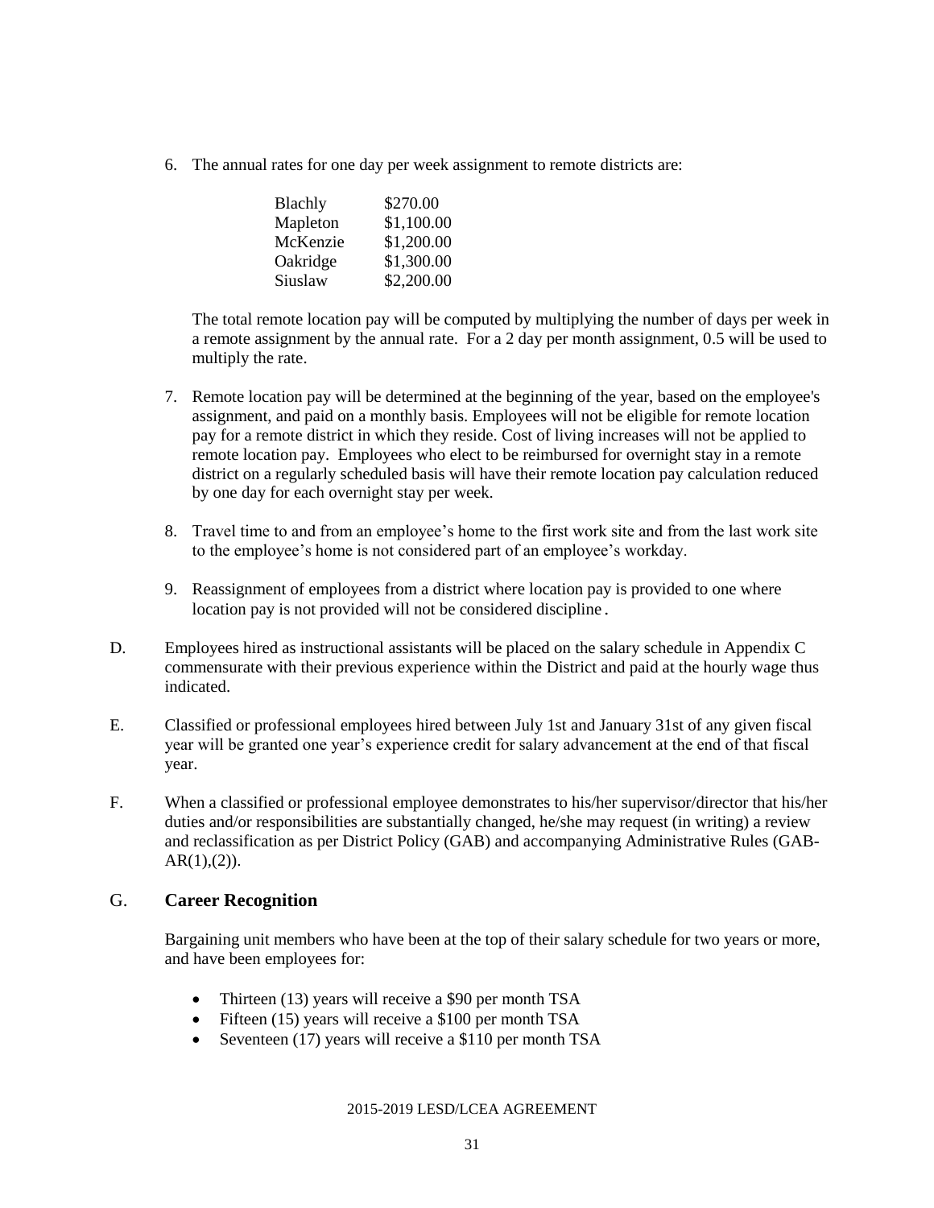6. The annual rates for one day per week assignment to remote districts are:

| | |
|---|---|
| Blachly | \$270.00 |
| Mapleton | \$1,100.00 |
| McKenzie | \$1,200.00 |
| Oakridge | \$1,300.00 |
| Siuslaw | \$2,200.00 |

The total remote location pay will be computed by multiplying the number of days per week in a remote assignment by the annual rate. For a 2 day per month assignment, 0.5 will be used to multiply the rate.

7. Remote location pay will be determined at the beginning of the year, based on the employee's assignment, and paid on a monthly basis. Employees will not be eligible for remote location pay for a remote district in which they reside. Cost of living increases will not be applied to remote location pay. Employees who elect to be reimbursed for overnight stay in a remote district on a regularly scheduled basis will have their remote location pay calculation reduced by one day for each overnight stay per week.

8. Travel time to and from an employee's home to the first work site and from the last work site to the employee's home is not considered part of an employee's workday.

9. Reassignment of employees from a district where location pay is provided to one where location pay is not provided will not be considered discipline.

D. Employees hired as instructional assistants will be placed on the salary schedule in Appendix C commensurate with their previous experience within the District and paid at the hourly wage thus indicated.

E. Classified or professional employees hired between July 1st and January 31st of any given fiscal year will be granted one year's experience credit for salary advancement at the end of that fiscal year.

F. When a classified or professional employee demonstrates to his/her supervisor/director that his/her duties and/or responsibilities are substantially changed, he/she may request (in writing) a review and reclassification as per District Policy (GAB) and accompanying Administrative Rules (GAB-AR(1),(2)).

## G. Career Recognition

Bargaining unit members who have been at the top of their salary schedule for two years or more, and have been employees for:

- Thirteen (13) years will receive a \$90 per month TSA
- Fifteen (15) years will receive a \$100 per month TSA
- Seventeen (17) years will receive a \$110 per month TSA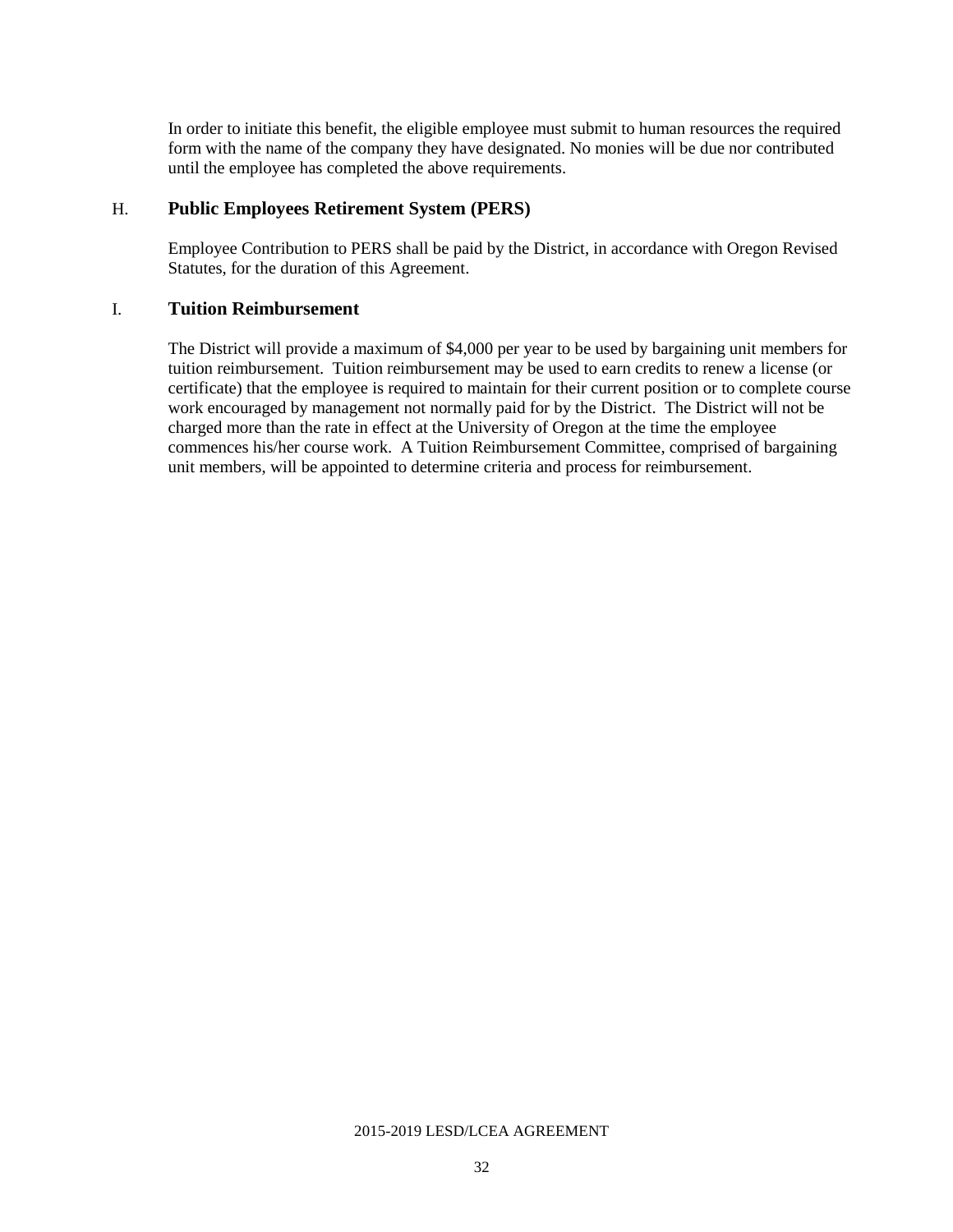In order to initiate this benefit, the eligible employee must submit to human resources the required form with the name of the company they have designated. No monies will be due nor contributed until the employee has completed the above requirements.

### H. **Public Employees Retirement System (PERS)**

Employee Contribution to PERS shall be paid by the District, in accordance with Oregon Revised Statutes, for the duration of this Agreement.

### I. **Tuition Reimbursement**

The District will provide a maximum of $4,000 per year to be used by bargaining unit members for tuition reimbursement. Tuition reimbursement may be used to earn credits to renew a license (or certificate) that the employee is required to maintain for their current position or to complete course work encouraged by management not normally paid for by the District. The District will not be charged more than the rate in effect at the University of Oregon at the time the employee commences his/her course work. A Tuition Reimbursement Committee, comprised of bargaining unit members, will be appointed to determine criteria and process for reimbursement.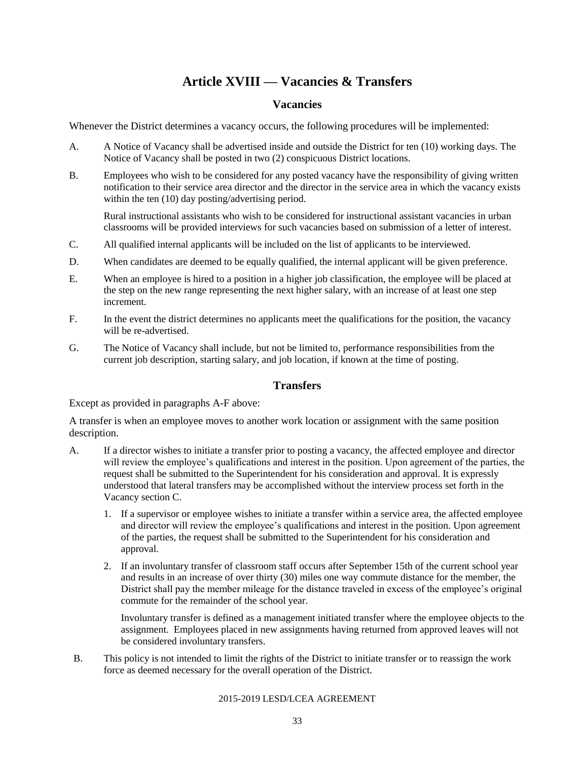# Article XVIII — Vacancies & Transfers

## Vacancies

Whenever the District determines a vacancy occurs, the following procedures will be implemented:

A. A Notice of Vacancy shall be advertised inside and outside the District for ten (10) working days. The Notice of Vacancy shall be posted in two (2) conspicuous District locations.

B. Employees who wish to be considered for any posted vacancy have the responsibility of giving written notification to their service area director and the director in the service area in which the vacancy exists within the ten (10) day posting/advertising period.

   Rural instructional assistants who wish to be considered for instructional assistant vacancies in urban classrooms will be provided interviews for such vacancies based on submission of a letter of interest.

C. All qualified internal applicants will be included on the list of applicants to be interviewed.

D. When candidates are deemed to be equally qualified, the internal applicant will be given preference.

E. When an employee is hired to a position in a higher job classification, the employee will be placed at the step on the new range representing the next higher salary, with an increase of at least one step increment.

F. In the event the district determines no applicants meet the qualifications for the position, the vacancy will be re-advertised.

G. The Notice of Vacancy shall include, but not be limited to, performance responsibilities from the current job description, starting salary, and job location, if known at the time of posting.

## Transfers

Except as provided in paragraphs A-F above:

A transfer is when an employee moves to another work location or assignment with the same position description.

A. If a director wishes to initiate a transfer prior to posting a vacancy, the affected employee and director will review the employee's qualifications and interest in the position. Upon agreement of the parties, the request shall be submitted to the Superintendent for his consideration and approval. It is expressly understood that lateral transfers may be accomplished without the interview process set forth in the Vacancy section C.

   1. If a supervisor or employee wishes to initiate a transfer within a service area, the affected employee and director will review the employee's qualifications and interest in the position. Upon agreement of the parties, the request shall be submitted to the Superintendent for his consideration and approval.

   2. If an involuntary transfer of classroom staff occurs after September 15th of the current school year and results in an increase of over thirty (30) miles one way commute distance for the member, the District shall pay the member mileage for the distance traveled in excess of the employee's original commute for the remainder of the school year.

      Involuntary transfer is defined as a management initiated transfer where the employee objects to the assignment. Employees placed in new assignments having returned from approved leaves will not be considered involuntary transfers.

B. This policy is not intended to limit the rights of the District to initiate transfer or to reassign the work force as deemed necessary for the overall operation of the District.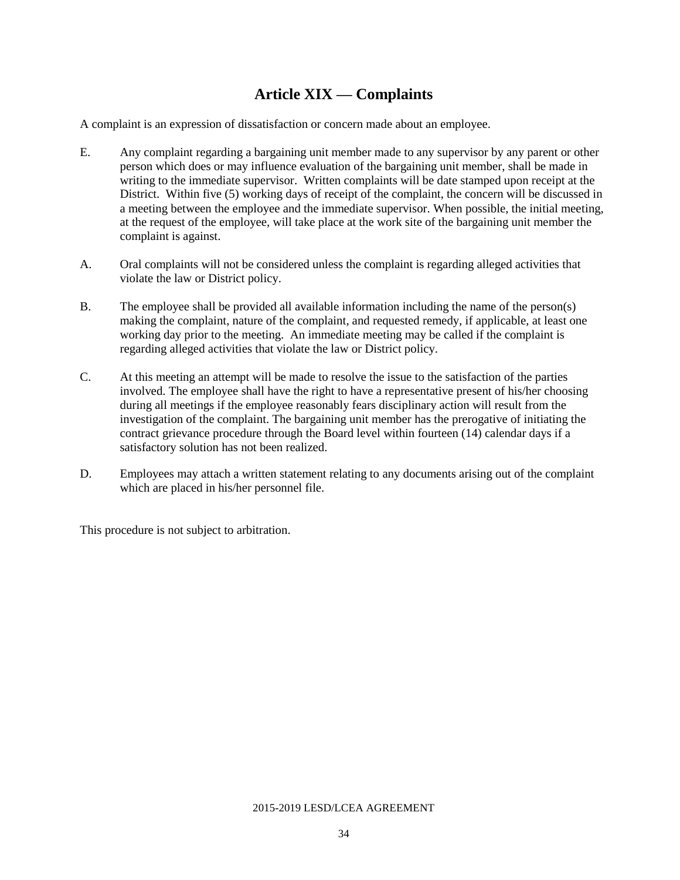# Article XIX — Complaints

A complaint is an expression of dissatisfaction or concern made about an employee.

E. Any complaint regarding a bargaining unit member made to any supervisor by any parent or other person which does or may influence evaluation of the bargaining unit member, shall be made in writing to the immediate supervisor. Written complaints will be date stamped upon receipt at the District. Within five (5) working days of receipt of the complaint, the concern will be discussed in a meeting between the employee and the immediate supervisor. When possible, the initial meeting, at the request of the employee, will take place at the work site of the bargaining unit member the complaint is against.

A. Oral complaints will not be considered unless the complaint is regarding alleged activities that violate the law or District policy.

B. The employee shall be provided all available information including the name of the person(s) making the complaint, nature of the complaint, and requested remedy, if applicable, at least one working day prior to the meeting. An immediate meeting may be called if the complaint is regarding alleged activities that violate the law or District policy.

C. At this meeting an attempt will be made to resolve the issue to the satisfaction of the parties involved. The employee shall have the right to have a representative present of his/her choosing during all meetings if the employee reasonably fears disciplinary action will result from the investigation of the complaint. The bargaining unit member has the prerogative of initiating the contract grievance procedure through the Board level within fourteen (14) calendar days if a satisfactory solution has not been realized.

D. Employees may attach a written statement relating to any documents arising out of the complaint which are placed in his/her personnel file.

This procedure is not subject to arbitration.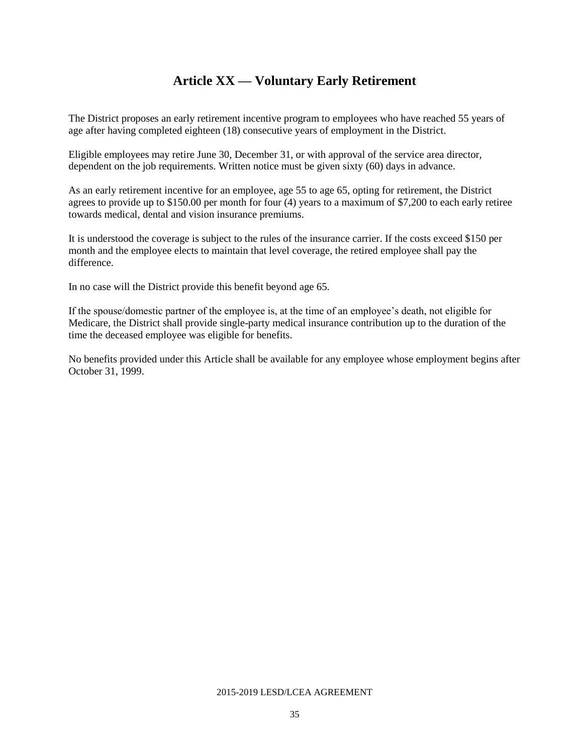# Article XX — Voluntary Early Retirement

The District proposes an early retirement incentive program to employees who have reached 55 years of age after having completed eighteen (18) consecutive years of employment in the District.

Eligible employees may retire June 30, December 31, or with approval of the service area director, dependent on the job requirements. Written notice must be given sixty (60) days in advance.

As an early retirement incentive for an employee, age 55 to age 65, opting for retirement, the District agrees to provide up to $150.00 per month for four (4) years to a maximum of $7,200 to each early retiree towards medical, dental and vision insurance premiums.

It is understood the coverage is subject to the rules of the insurance carrier. If the costs exceed $150 per month and the employee elects to maintain that level coverage, the retired employee shall pay the difference.

In no case will the District provide this benefit beyond age 65.

If the spouse/domestic partner of the employee is, at the time of an employee's death, not eligible for Medicare, the District shall provide single-party medical insurance contribution up to the duration of the time the deceased employee was eligible for benefits.

No benefits provided under this Article shall be available for any employee whose employment begins after October 31, 1999.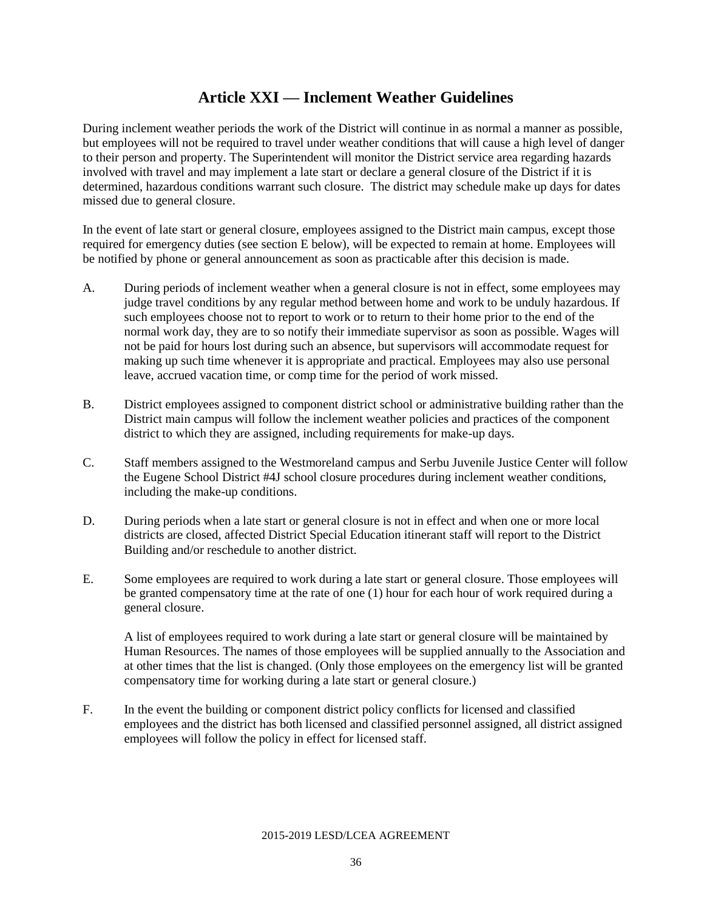# Article XXI — Inclement Weather Guidelines

During inclement weather periods the work of the District will continue in as normal a manner as possible, but employees will not be required to travel under weather conditions that will cause a high level of danger to their person and property. The Superintendent will monitor the District service area regarding hazards involved with travel and may implement a late start or declare a general closure of the District if it is determined, hazardous conditions warrant such closure. The district may schedule make up days for dates missed due to general closure.

In the event of late start or general closure, employees assigned to the District main campus, except those required for emergency duties (see section E below), will be expected to remain at home. Employees will be notified by phone or general announcement as soon as practicable after this decision is made.

A. During periods of inclement weather when a general closure is not in effect, some employees may judge travel conditions by any regular method between home and work to be unduly hazardous. If such employees choose not to report to work or to return to their home prior to the end of the normal work day, they are to so notify their immediate supervisor as soon as possible. Wages will not be paid for hours lost during such an absence, but supervisors will accommodate request for making up such time whenever it is appropriate and practical. Employees may also use personal leave, accrued vacation time, or comp time for the period of work missed.

B. District employees assigned to component district school or administrative building rather than the District main campus will follow the inclement weather policies and practices of the component district to which they are assigned, including requirements for make-up days.

C. Staff members assigned to the Westmoreland campus and Serbu Juvenile Justice Center will follow the Eugene School District #4J school closure procedures during inclement weather conditions, including the make-up conditions.

D. During periods when a late start or general closure is not in effect and when one or more local districts are closed, affected District Special Education itinerant staff will report to the District Building and/or reschedule to another district.

E. Some employees are required to work during a late start or general closure. Those employees will be granted compensatory time at the rate of one (1) hour for each hour of work required during a general closure.

   A list of employees required to work during a late start or general closure will be maintained by Human Resources. The names of those employees will be supplied annually to the Association and at other times that the list is changed. (Only those employees on the emergency list will be granted compensatory time for working during a late start or general closure.)

F. In the event the building or component district policy conflicts for licensed and classified employees and the district has both licensed and classified personnel assigned, all district assigned employees will follow the policy in effect for licensed staff.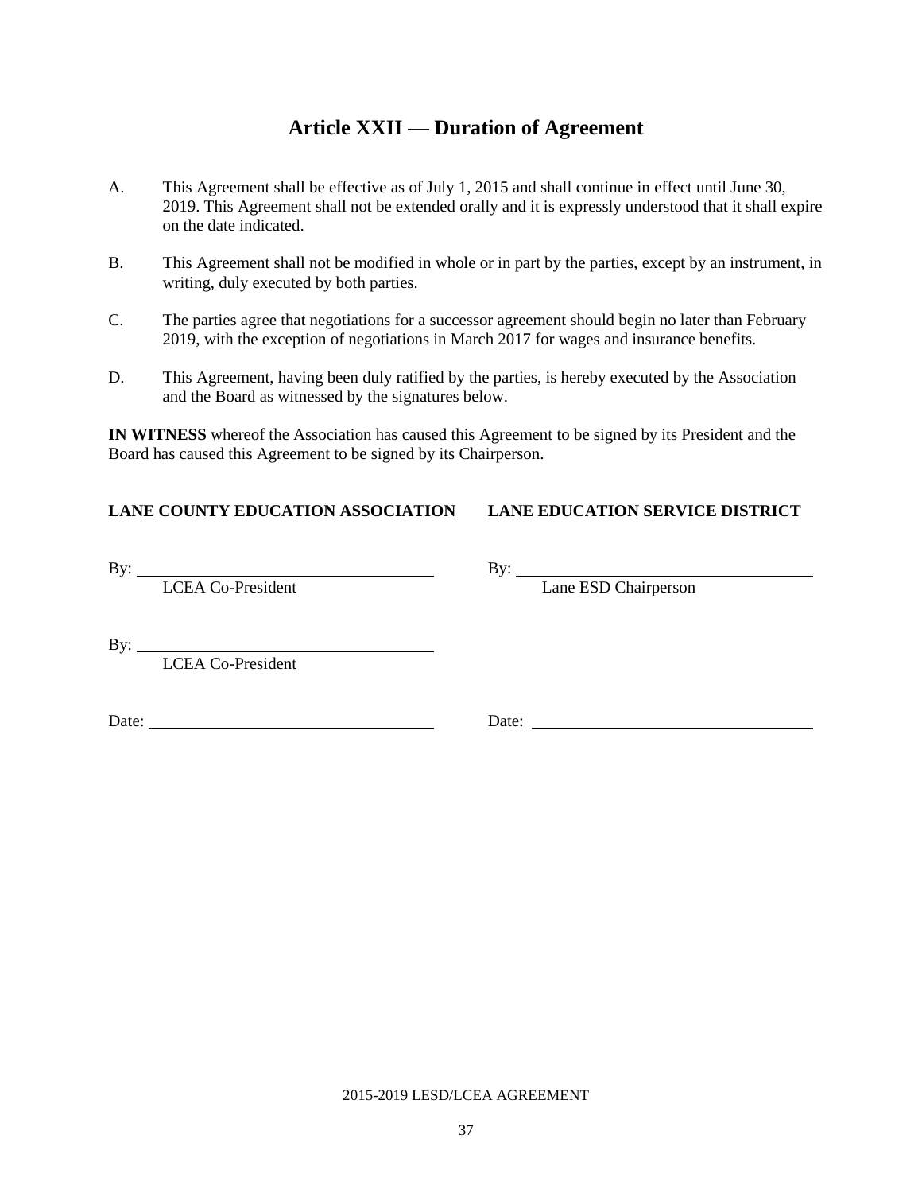# Article XXII — Duration of Agreement

A. This Agreement shall be effective as of July 1, 2015 and shall continue in effect until June 30, 2019. This Agreement shall not be extended orally and it is expressly understood that it shall expire on the date indicated.

B. This Agreement shall not be modified in whole or in part by the parties, except by an instrument, in writing, duly executed by both parties.

C. The parties agree that negotiations for a successor agreement should begin no later than February 2019, with the exception of negotiations in March 2017 for wages and insurance benefits.

D. This Agreement, having been duly ratified by the parties, is hereby executed by the Association and the Board as witnessed by the signatures below.

**IN WITNESS** whereof the Association has caused this Agreement to be signed by its President and the Board has caused this Agreement to be signed by its Chairperson.

**LANE COUNTY EDUCATION ASSOCIATION**

By: ______________________________
LCEA Co-President

By: ______________________________
LCEA Co-President

Date: ______________________________

**LANE EDUCATION SERVICE DISTRICT**

By: ______________________________
Lane ESD Chairperson

Date: ______________________________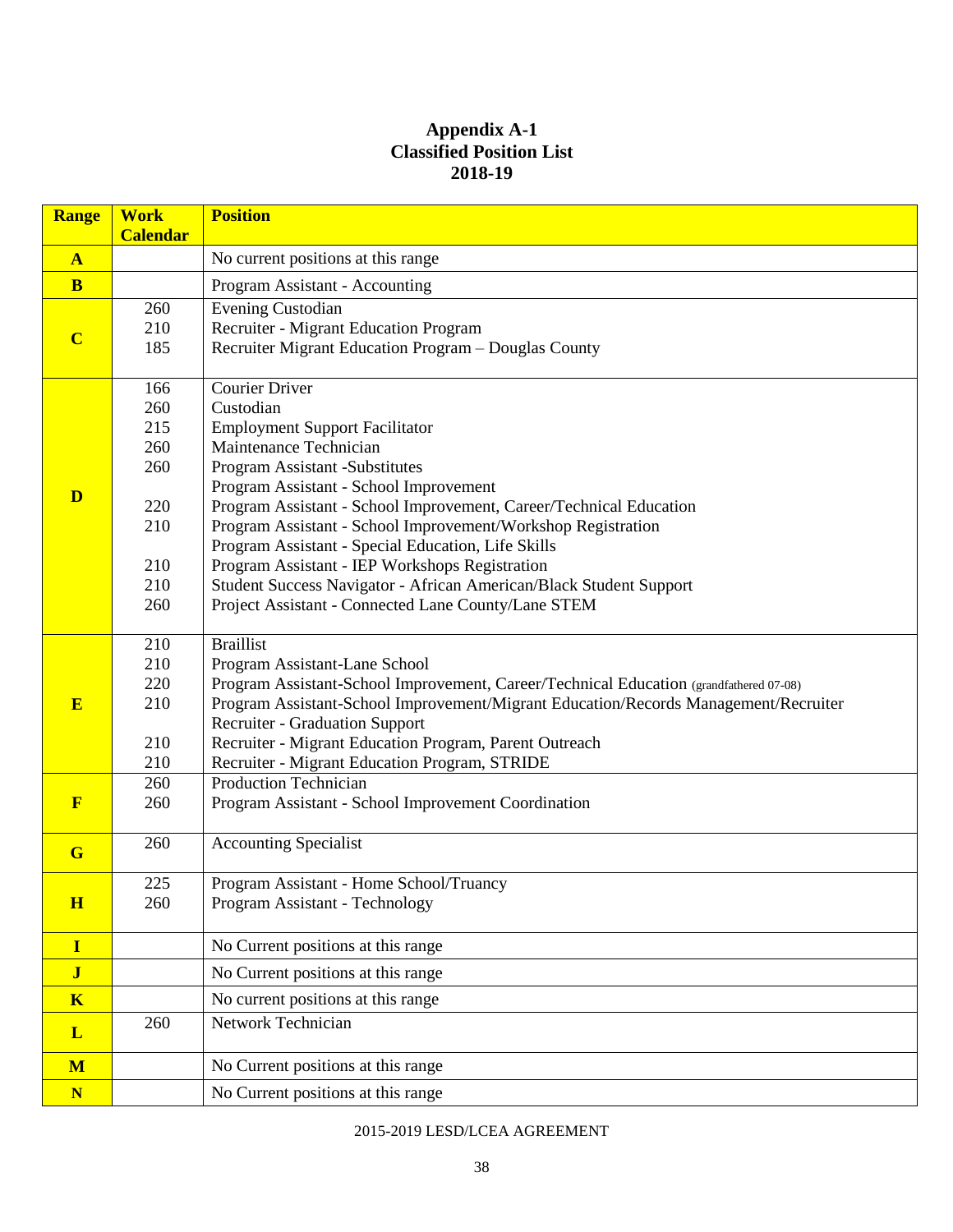# Appendix A-1
## Classified Position List
## 2018-19

| Range | Work Calendar | Position |
|---|---|---|
| **A** | | No current positions at this range |
| **B** | | Program Assistant - Accounting |
| **C** | 260 | Evening Custodian |
| | 210 | Recruiter - Migrant Education Program |
| | 185 | Recruiter Migrant Education Program – Douglas County |
| **D** | 166 | Courier Driver |
| | 260 | Custodian |
| | 215 | Employment Support Facilitator |
| | 260 | Maintenance Technician |
| | 260 | Program Assistant -Substitutes |
| | | Program Assistant - School Improvement |
| | 220 | Program Assistant - School Improvement, Career/Technical Education |
| | 210 | Program Assistant - School Improvement/Workshop Registration |
| | | Program Assistant - Special Education, Life Skills |
| | 210 | Program Assistant - IEP Workshops Registration |
| | 210 | Student Success Navigator - African American/Black Student Support |
| | 260 | Project Assistant - Connected Lane County/Lane STEM |
| **E** | 210 | Braillist |
| | 210 | Program Assistant-Lane School |
| | 220 | Program Assistant-School Improvement, Career/Technical Education (grandfathered 07-08) |
| | 210 | Program Assistant-School Improvement/Migrant Education/Records Management/Recruiter |
| | | Recruiter - Graduation Support |
| | 210 | Recruiter - Migrant Education Program, Parent Outreach |
| | 210 | Recruiter - Migrant Education Program, STRIDE |
| **F** | 260 | Production Technician |
| | 260 | Program Assistant - School Improvement Coordination |
| **G** | 260 | Accounting Specialist |
| **H** | 225 | Program Assistant - Home School/Truancy |
| | 260 | Program Assistant - Technology |
| **I** | | No Current positions at this range |
| **J** | | No Current positions at this range |
| **K** | | No current positions at this range |
| **L** | 260 | Network Technician |
| **M** | | No Current positions at this range |
| **N** | | No Current positions at this range |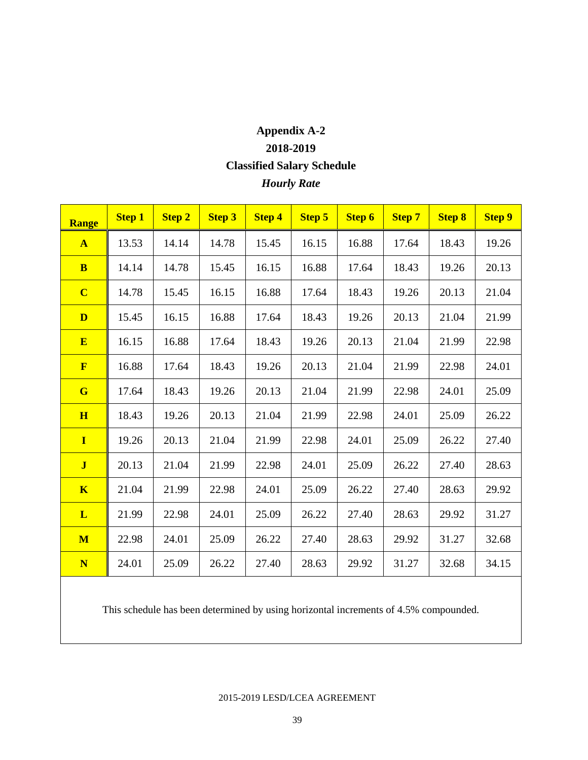# Appendix A-2

## 2018-2019

## Classified Salary Schedule

### *Hourly Rate*

| Range | Step 1 | Step 2 | Step 3 | Step 4 | Step 5 | Step 6 | Step 7 | Step 8 | Step 9 |
|---|---|---|---|---|---|---|---|---|---|
| **A** | 13.53 | 14.14 | 14.78 | 15.45 | 16.15 | 16.88 | 17.64 | 18.43 | 19.26 |
| **B** | 14.14 | 14.78 | 15.45 | 16.15 | 16.88 | 17.64 | 18.43 | 19.26 | 20.13 |
| **C** | 14.78 | 15.45 | 16.15 | 16.88 | 17.64 | 18.43 | 19.26 | 20.13 | 21.04 |
| **D** | 15.45 | 16.15 | 16.88 | 17.64 | 18.43 | 19.26 | 20.13 | 21.04 | 21.99 |
| **E** | 16.15 | 16.88 | 17.64 | 18.43 | 19.26 | 20.13 | 21.04 | 21.99 | 22.98 |
| **F** | 16.88 | 17.64 | 18.43 | 19.26 | 20.13 | 21.04 | 21.99 | 22.98 | 24.01 |
| **G** | 17.64 | 18.43 | 19.26 | 20.13 | 21.04 | 21.99 | 22.98 | 24.01 | 25.09 |
| **H** | 18.43 | 19.26 | 20.13 | 21.04 | 21.99 | 22.98 | 24.01 | 25.09 | 26.22 |
| **I** | 19.26 | 20.13 | 21.04 | 21.99 | 22.98 | 24.01 | 25.09 | 26.22 | 27.40 |
| **J** | 20.13 | 21.04 | 21.99 | 22.98 | 24.01 | 25.09 | 26.22 | 27.40 | 28.63 |
| **K** | 21.04 | 21.99 | 22.98 | 24.01 | 25.09 | 26.22 | 27.40 | 28.63 | 29.92 |
| **L** | 21.99 | 22.98 | 24.01 | 25.09 | 26.22 | 27.40 | 28.63 | 29.92 | 31.27 |
| **M** | 22.98 | 24.01 | 25.09 | 26.22 | 27.40 | 28.63 | 29.92 | 31.27 | 32.68 |
| **N** | 24.01 | 25.09 | 26.22 | 27.40 | 28.63 | 29.92 | 31.27 | 32.68 | 34.15 |

This schedule has been determined by using horizontal increments of 4.5% compounded.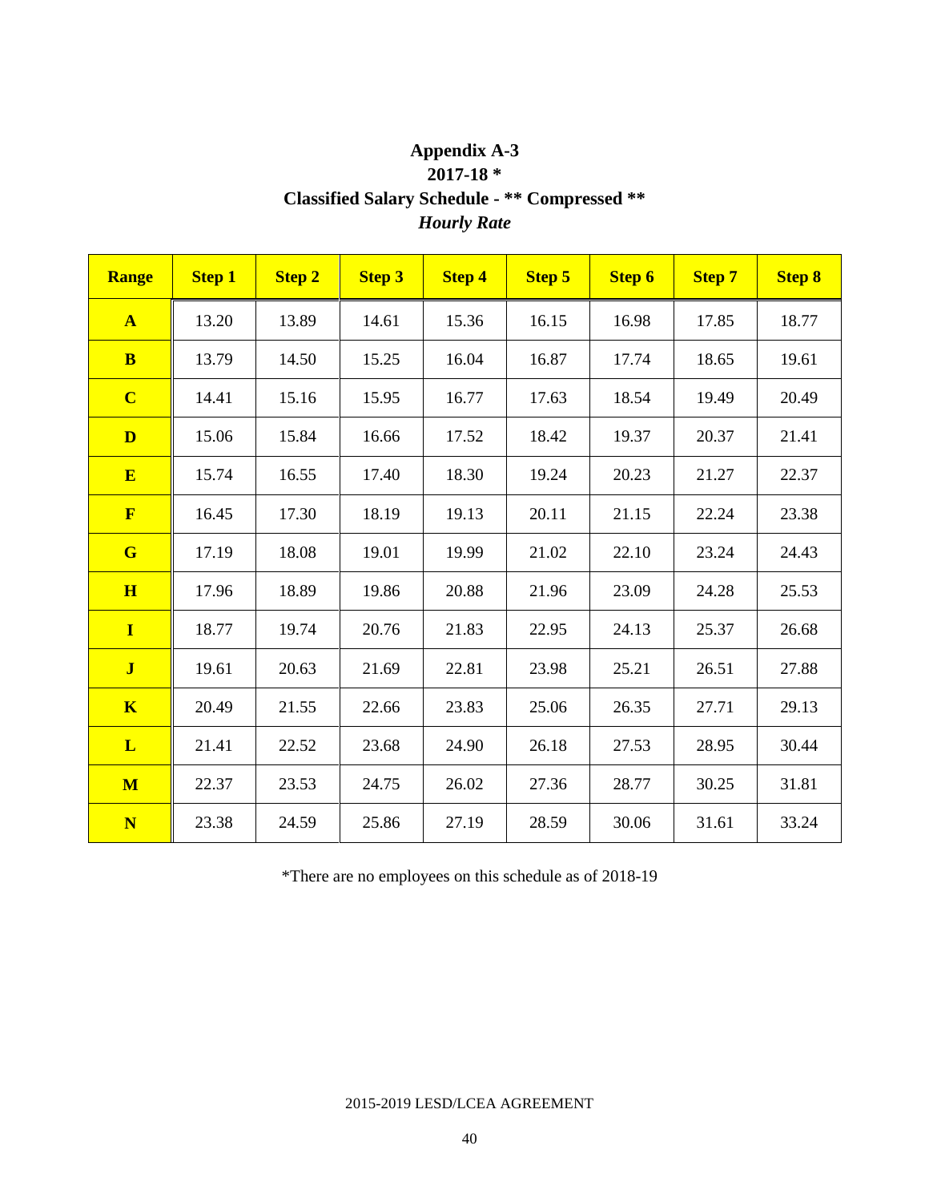# Appendix A-3
## 2017-18 *
## Classified Salary Schedule - ** Compressed **
### *Hourly Rate*

| Range | Step 1 | Step 2 | Step 3 | Step 4 | Step 5 | Step 6 | Step 7 | Step 8 |
|---|---|---|---|---|---|---|---|---|
| **A** | 13.20 | 13.89 | 14.61 | 15.36 | 16.15 | 16.98 | 17.85 | 18.77 |
| **B** | 13.79 | 14.50 | 15.25 | 16.04 | 16.87 | 17.74 | 18.65 | 19.61 |
| **C** | 14.41 | 15.16 | 15.95 | 16.77 | 17.63 | 18.54 | 19.49 | 20.49 |
| **D** | 15.06 | 15.84 | 16.66 | 17.52 | 18.42 | 19.37 | 20.37 | 21.41 |
| **E** | 15.74 | 16.55 | 17.40 | 18.30 | 19.24 | 20.23 | 21.27 | 22.37 |
| **F** | 16.45 | 17.30 | 18.19 | 19.13 | 20.11 | 21.15 | 22.24 | 23.38 |
| **G** | 17.19 | 18.08 | 19.01 | 19.99 | 21.02 | 22.10 | 23.24 | 24.43 |
| **H** | 17.96 | 18.89 | 19.86 | 20.88 | 21.96 | 23.09 | 24.28 | 25.53 |
| **I** | 18.77 | 19.74 | 20.76 | 21.83 | 22.95 | 24.13 | 25.37 | 26.68 |
| **J** | 19.61 | 20.63 | 21.69 | 22.81 | 23.98 | 25.21 | 26.51 | 27.88 |
| **K** | 20.49 | 21.55 | 22.66 | 23.83 | 25.06 | 26.35 | 27.71 | 29.13 |
| **L** | 21.41 | 22.52 | 23.68 | 24.90 | 26.18 | 27.53 | 28.95 | 30.44 |
| **M** | 22.37 | 23.53 | 24.75 | 26.02 | 27.36 | 28.77 | 30.25 | 31.81 |
| **N** | 23.38 | 24.59 | 25.86 | 27.19 | 28.59 | 30.06 | 31.61 | 33.24 |

*There are no employees on this schedule as of 2018-19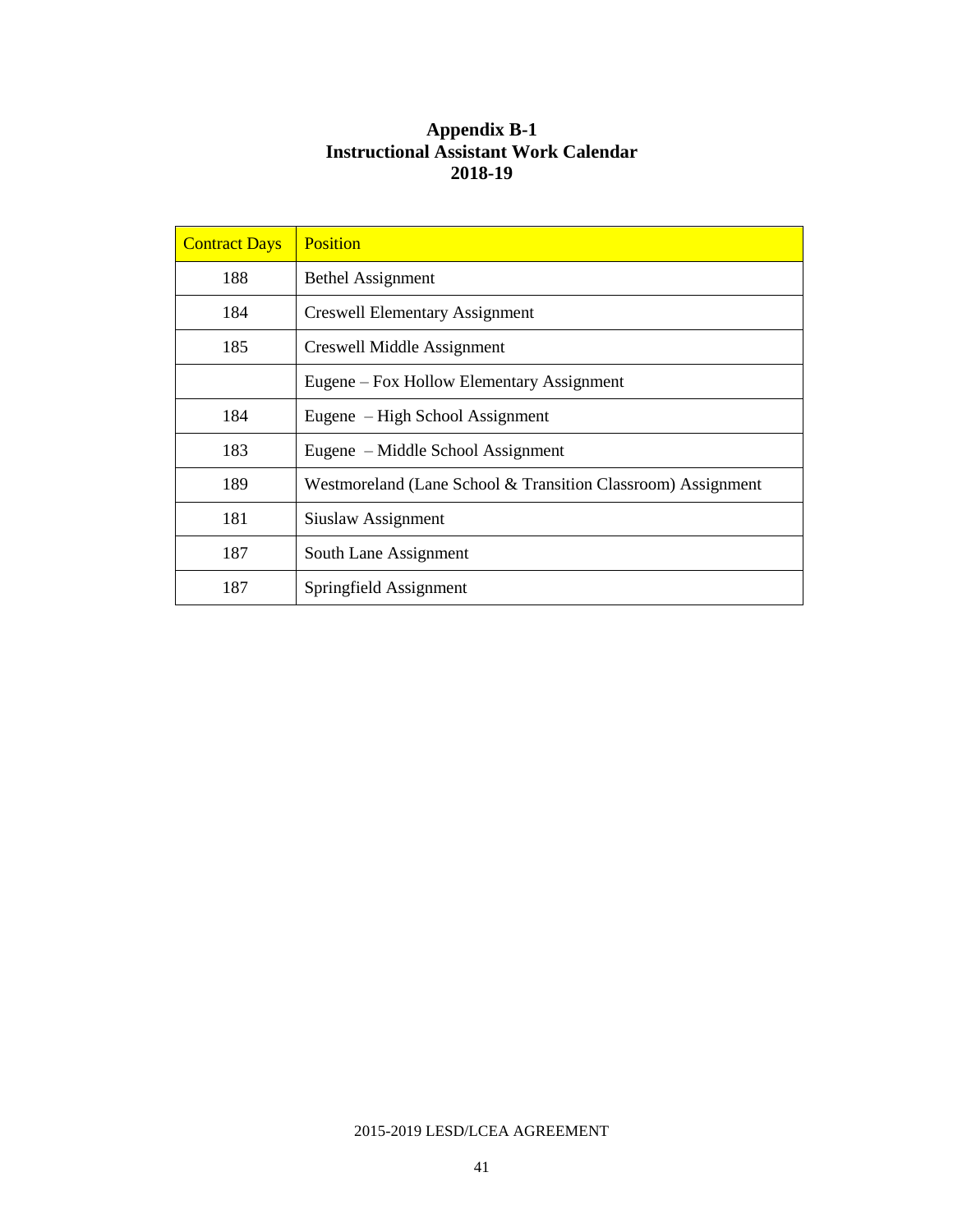# Appendix B-1
## Instructional Assistant Work Calendar
## 2018-19

| Contract Days | Position |
|---|---|
| 188 | Bethel Assignment |
| 184 | Creswell Elementary Assignment |
| 185 | Creswell Middle Assignment |
| | Eugene – Fox Hollow Elementary Assignment |
| 184 | Eugene – High School Assignment |
| 183 | Eugene – Middle School Assignment |
| 189 | Westmoreland (Lane School & Transition Classroom) Assignment |
| 181 | Siuslaw Assignment |
| 187 | South Lane Assignment |
| 187 | Springfield Assignment |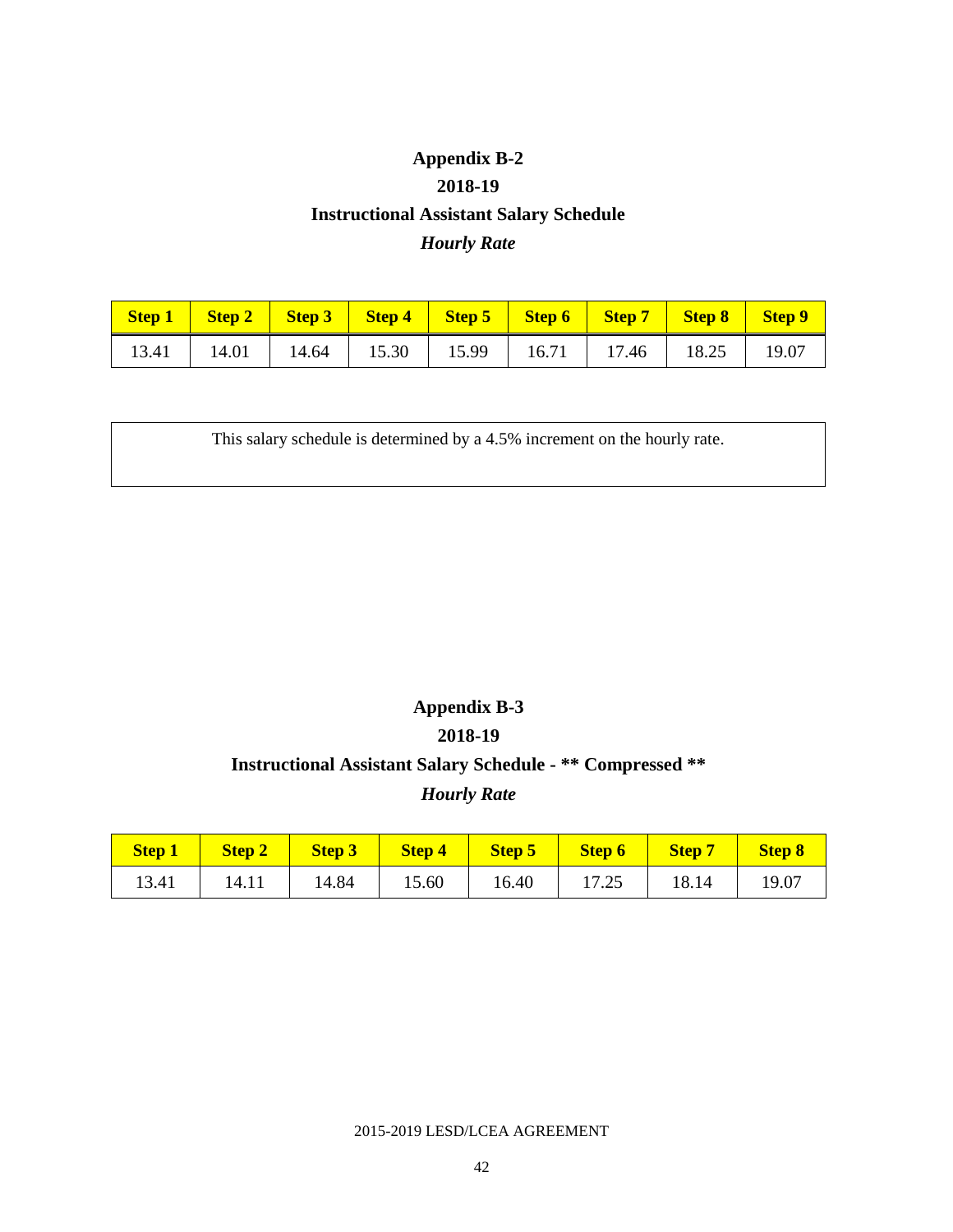# Appendix B-2

## 2018-19

## Instructional Assistant Salary Schedule

### *Hourly Rate*

| Step 1 | Step 2 | Step 3 | Step 4 | Step 5 | Step 6 | Step 7 | Step 8 | Step 9 |
|---|---|---|---|---|---|---|---|---|
| 13.41 | 14.01 | 14.64 | 15.30 | 15.99 | 16.71 | 17.46 | 18.25 | 19.07 |

This salary schedule is determined by a 4.5% increment on the hourly rate.

# Appendix B-3

## 2018-19

## Instructional Assistant Salary Schedule - ** Compressed **

### *Hourly Rate*

| Step 1 | Step 2 | Step 3 | Step 4 | Step 5 | Step 6 | Step 7 | Step 8 |
|---|---|---|---|---|---|---|---|
| 13.41 | 14.11 | 14.84 | 15.60 | 16.40 | 17.25 | 18.14 | 19.07 |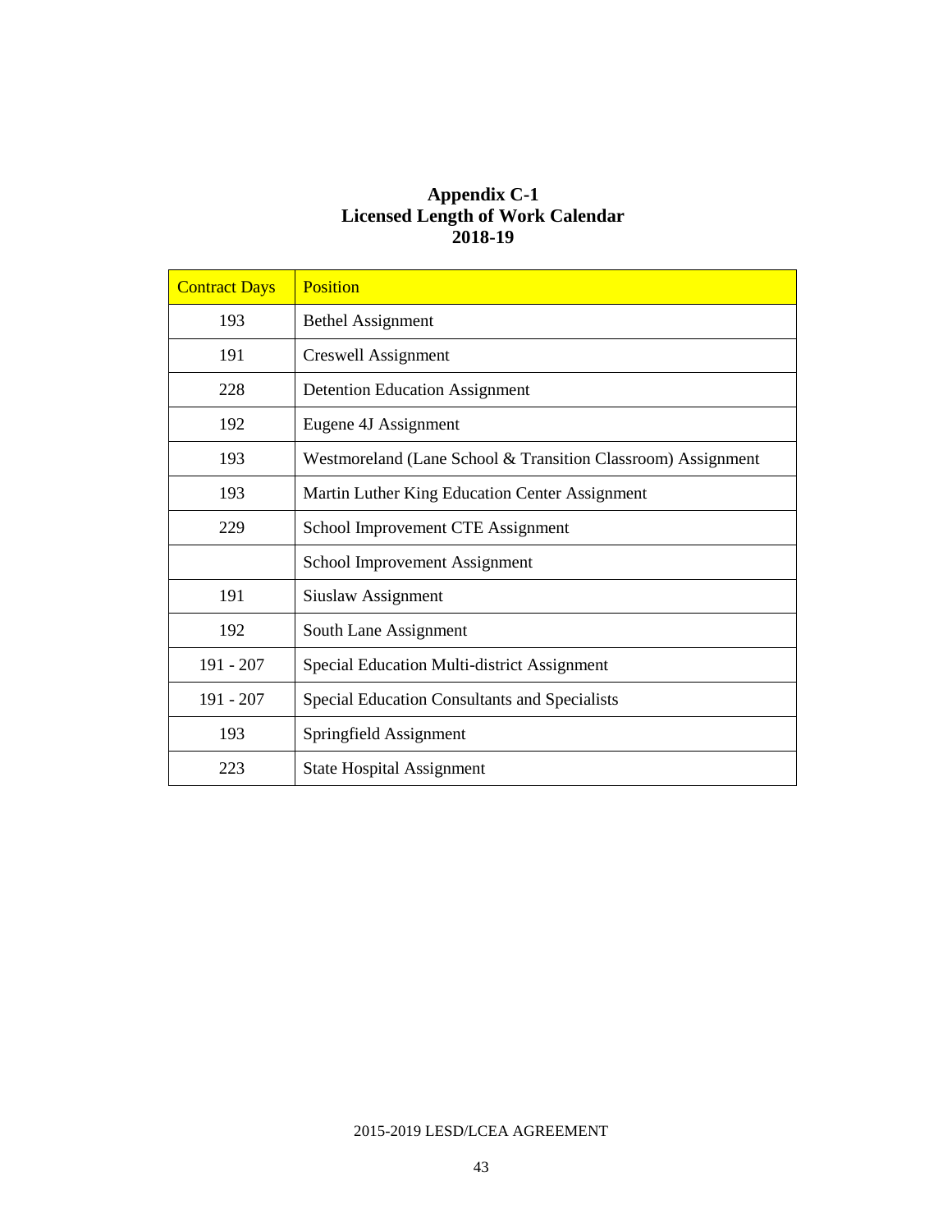**Appendix C-1**
**Licensed Length of Work Calendar**
**2018-19**

| Contract Days | Position |
|---|---|
| 193 | Bethel Assignment |
| 191 | Creswell Assignment |
| 228 | Detention Education Assignment |
| 192 | Eugene 4J Assignment |
| 193 | Westmoreland (Lane School & Transition Classroom) Assignment |
| 193 | Martin Luther King Education Center Assignment |
| 229 | School Improvement CTE Assignment |
| | School Improvement Assignment |
| 191 | Siuslaw Assignment |
| 192 | South Lane Assignment |
| 191 - 207 | Special Education Multi-district Assignment |
| 191 - 207 | Special Education Consultants and Specialists |
| 193 | Springfield Assignment |
| 223 | State Hospital Assignment |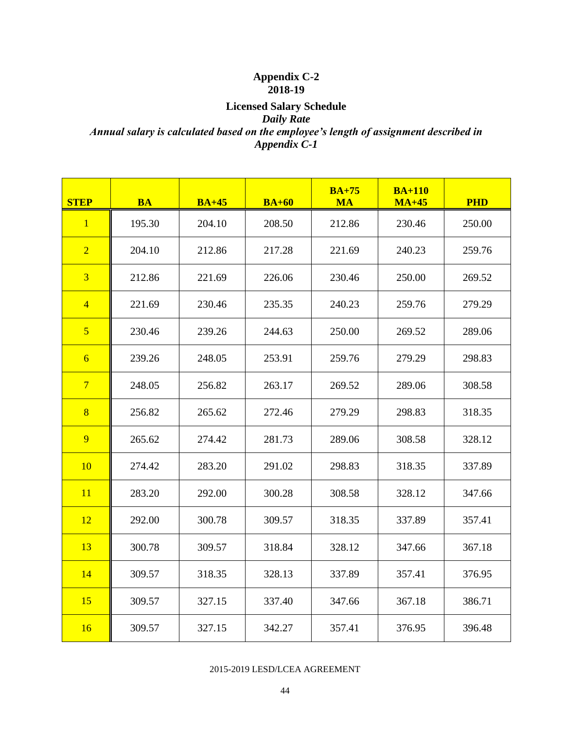# Appendix C-2
## 2018-19

### Licensed Salary Schedule

*Daily Rate*

***Annual salary is calculated based on the employee's length of assignment described in Appendix C-1***

| STEP | BA | BA+45 | BA+60 | BA+75 MA | BA+110 MA+45 | PHD |
|---|---|---|---|---|---|---|
| 1 | 195.30 | 204.10 | 208.50 | 212.86 | 230.46 | 250.00 |
| 2 | 204.10 | 212.86 | 217.28 | 221.69 | 240.23 | 259.76 |
| 3 | 212.86 | 221.69 | 226.06 | 230.46 | 250.00 | 269.52 |
| 4 | 221.69 | 230.46 | 235.35 | 240.23 | 259.76 | 279.29 |
| 5 | 230.46 | 239.26 | 244.63 | 250.00 | 269.52 | 289.06 |
| 6 | 239.26 | 248.05 | 253.91 | 259.76 | 279.29 | 298.83 |
| 7 | 248.05 | 256.82 | 263.17 | 269.52 | 289.06 | 308.58 |
| 8 | 256.82 | 265.62 | 272.46 | 279.29 | 298.83 | 318.35 |
| 9 | 265.62 | 274.42 | 281.73 | 289.06 | 308.58 | 328.12 |
| 10 | 274.42 | 283.20 | 291.02 | 298.83 | 318.35 | 337.89 |
| 11 | 283.20 | 292.00 | 300.28 | 308.58 | 328.12 | 347.66 |
| 12 | 292.00 | 300.78 | 309.57 | 318.35 | 337.89 | 357.41 |
| 13 | 300.78 | 309.57 | 318.84 | 328.12 | 347.66 | 367.18 |
| 14 | 309.57 | 318.35 | 328.13 | 337.89 | 357.41 | 376.95 |
| 15 | 309.57 | 327.15 | 337.40 | 347.66 | 367.18 | 386.71 |
| 16 | 309.57 | 327.15 | 342.27 | 357.41 | 376.95 | 396.48 |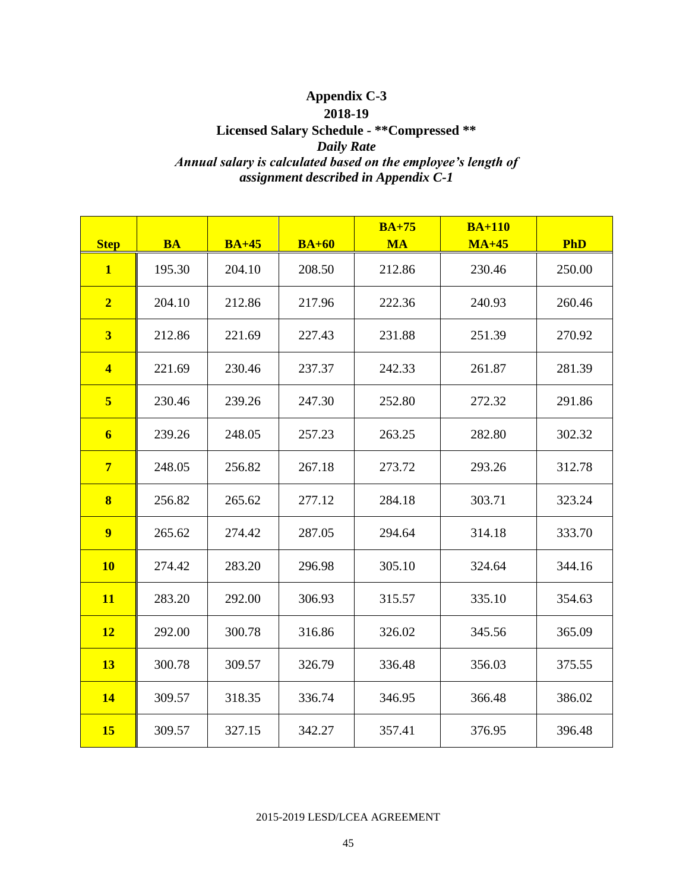# Appendix C-3
## 2018-19
## Licensed Salary Schedule - **Compressed **
### *Daily Rate*
### *Annual salary is calculated based on the employee's length of assignment described in Appendix C-1*

| Step | BA | BA+45 | BA+60 | BA+75 MA | BA+110 MA+45 | PhD |
|---|---|---|---|---|---|---|
| **1** | 195.30 | 204.10 | 208.50 | 212.86 | 230.46 | 250.00 |
| **2** | 204.10 | 212.86 | 217.96 | 222.36 | 240.93 | 260.46 |
| **3** | 212.86 | 221.69 | 227.43 | 231.88 | 251.39 | 270.92 |
| **4** | 221.69 | 230.46 | 237.37 | 242.33 | 261.87 | 281.39 |
| **5** | 230.46 | 239.26 | 247.30 | 252.80 | 272.32 | 291.86 |
| **6** | 239.26 | 248.05 | 257.23 | 263.25 | 282.80 | 302.32 |
| **7** | 248.05 | 256.82 | 267.18 | 273.72 | 293.26 | 312.78 |
| **8** | 256.82 | 265.62 | 277.12 | 284.18 | 303.71 | 323.24 |
| **9** | 265.62 | 274.42 | 287.05 | 294.64 | 314.18 | 333.70 |
| **10** | 274.42 | 283.20 | 296.98 | 305.10 | 324.64 | 344.16 |
| **11** | 283.20 | 292.00 | 306.93 | 315.57 | 335.10 | 354.63 |
| **12** | 292.00 | 300.78 | 316.86 | 326.02 | 345.56 | 365.09 |
| **13** | 300.78 | 309.57 | 326.79 | 336.48 | 356.03 | 375.55 |
| **14** | 309.57 | 318.35 | 336.74 | 346.95 | 366.48 | 386.02 |
| **15** | 309.57 | 327.15 | 342.27 | 357.41 | 376.95 | 396.48 |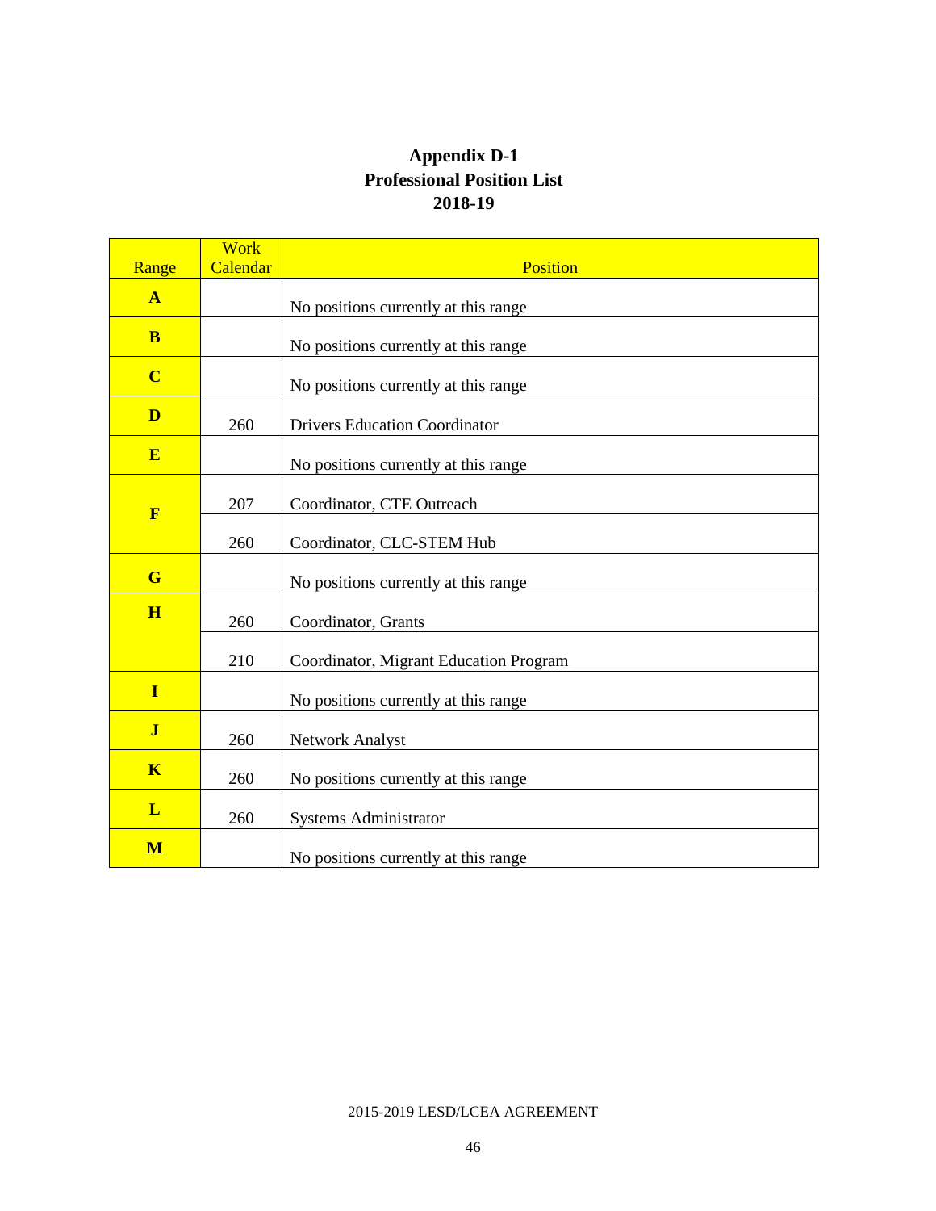# Appendix D-1
## Professional Position List
## 2018-19

| Range | Work Calendar | Position |
|---|---|---|
| **A** | | No positions currently at this range |
| **B** | | No positions currently at this range |
| **C** | | No positions currently at this range |
| **D** | 260 | Drivers Education Coordinator |
| **E** | | No positions currently at this range |
| **F** | 207 | Coordinator, CTE Outreach |
| | 260 | Coordinator, CLC-STEM Hub |
| **G** | | No positions currently at this range |
| **H** | 260 | Coordinator, Grants |
| | 210 | Coordinator, Migrant Education Program |
| **I** | | No positions currently at this range |
| **J** | 260 | Network Analyst |
| **K** | 260 | No positions currently at this range |
| **L** | 260 | Systems Administrator |
| **M** | | No positions currently at this range |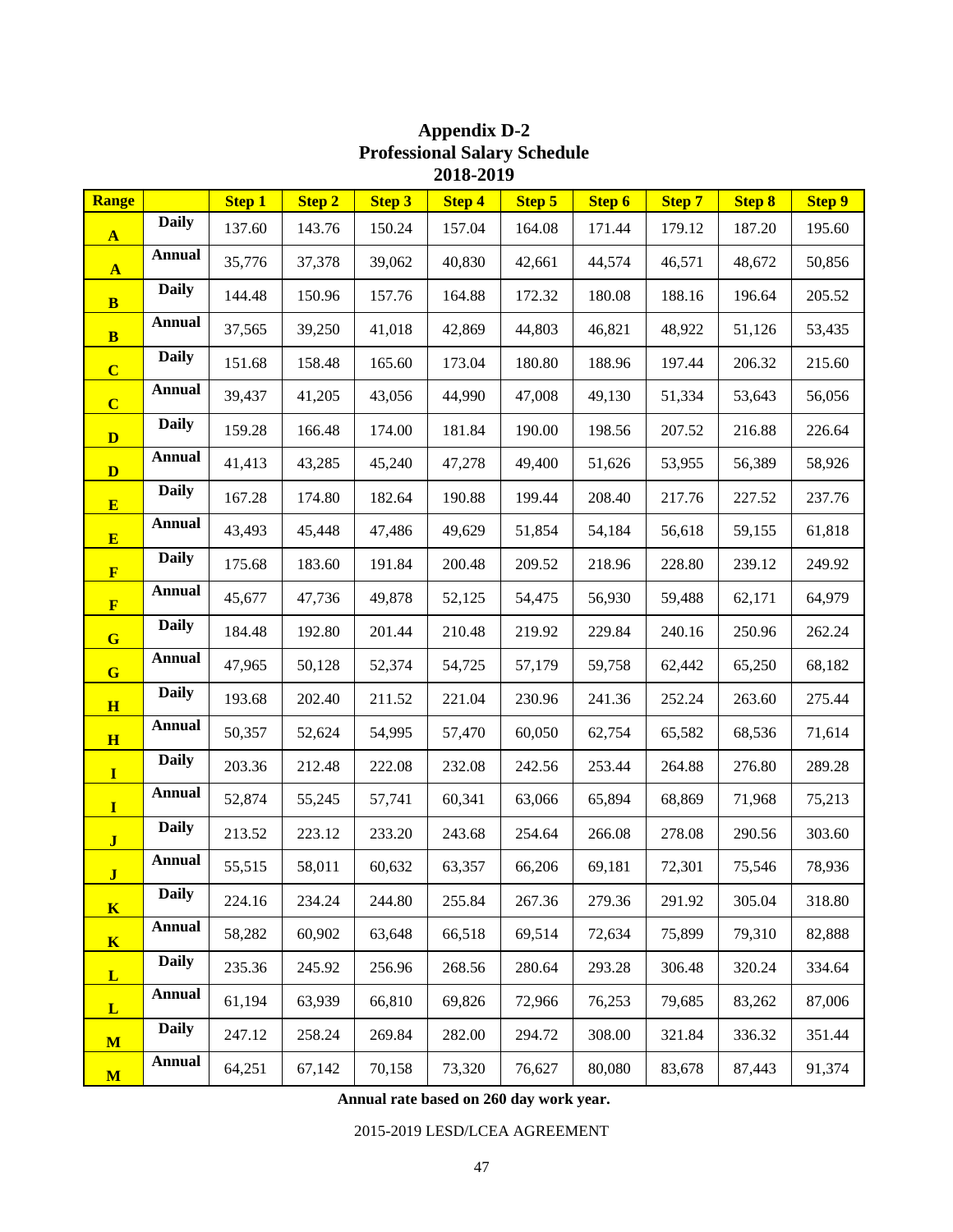# Appendix D-2
## Professional Salary Schedule
## 2018-2019

| Range | | Step 1 | Step 2 | Step 3 | Step 4 | Step 5 | Step 6 | Step 7 | Step 8 | Step 9 |
|---|---|---|---|---|---|---|---|---|---|---|
| A | Daily | 137.60 | 143.76 | 150.24 | 157.04 | 164.08 | 171.44 | 179.12 | 187.20 | 195.60 |
| A | Annual | 35,776 | 37,378 | 39,062 | 40,830 | 42,661 | 44,574 | 46,571 | 48,672 | 50,856 |
| B | Daily | 144.48 | 150.96 | 157.76 | 164.88 | 172.32 | 180.08 | 188.16 | 196.64 | 205.52 |
| B | Annual | 37,565 | 39,250 | 41,018 | 42,869 | 44,803 | 46,821 | 48,922 | 51,126 | 53,435 |
| C | Daily | 151.68 | 158.48 | 165.60 | 173.04 | 180.80 | 188.96 | 197.44 | 206.32 | 215.60 |
| C | Annual | 39,437 | 41,205 | 43,056 | 44,990 | 47,008 | 49,130 | 51,334 | 53,643 | 56,056 |
| D | Daily | 159.28 | 166.48 | 174.00 | 181.84 | 190.00 | 198.56 | 207.52 | 216.88 | 226.64 |
| D | Annual | 41,413 | 43,285 | 45,240 | 47,278 | 49,400 | 51,626 | 53,955 | 56,389 | 58,926 |
| E | Daily | 167.28 | 174.80 | 182.64 | 190.88 | 199.44 | 208.40 | 217.76 | 227.52 | 237.76 |
| E | Annual | 43,493 | 45,448 | 47,486 | 49,629 | 51,854 | 54,184 | 56,618 | 59,155 | 61,818 |
| F | Daily | 175.68 | 183.60 | 191.84 | 200.48 | 209.52 | 218.96 | 228.80 | 239.12 | 249.92 |
| F | Annual | 45,677 | 47,736 | 49,878 | 52,125 | 54,475 | 56,930 | 59,488 | 62,171 | 64,979 |
| G | Daily | 184.48 | 192.80 | 201.44 | 210.48 | 219.92 | 229.84 | 240.16 | 250.96 | 262.24 |
| G | Annual | 47,965 | 50,128 | 52,374 | 54,725 | 57,179 | 59,758 | 62,442 | 65,250 | 68,182 |
| H | Daily | 193.68 | 202.40 | 211.52 | 221.04 | 230.96 | 241.36 | 252.24 | 263.60 | 275.44 |
| H | Annual | 50,357 | 52,624 | 54,995 | 57,470 | 60,050 | 62,754 | 65,582 | 68,536 | 71,614 |
| I | Daily | 203.36 | 212.48 | 222.08 | 232.08 | 242.56 | 253.44 | 264.88 | 276.80 | 289.28 |
| I | Annual | 52,874 | 55,245 | 57,741 | 60,341 | 63,066 | 65,894 | 68,869 | 71,968 | 75,213 |
| J | Daily | 213.52 | 223.12 | 233.20 | 243.68 | 254.64 | 266.08 | 278.08 | 290.56 | 303.60 |
| J | Annual | 55,515 | 58,011 | 60,632 | 63,357 | 66,206 | 69,181 | 72,301 | 75,546 | 78,936 |
| K | Daily | 224.16 | 234.24 | 244.80 | 255.84 | 267.36 | 279.36 | 291.92 | 305.04 | 318.80 |
| K | Annual | 58,282 | 60,902 | 63,648 | 66,518 | 69,514 | 72,634 | 75,899 | 79,310 | 82,888 |
| L | Daily | 235.36 | 245.92 | 256.96 | 268.56 | 280.64 | 293.28 | 306.48 | 320.24 | 334.64 |
| L | Annual | 61,194 | 63,939 | 66,810 | 69,826 | 72,966 | 76,253 | 79,685 | 83,262 | 87,006 |
| M | Daily | 247.12 | 258.24 | 269.84 | 282.00 | 294.72 | 308.00 | 321.84 | 336.32 | 351.44 |
| M | Annual | 64,251 | 67,142 | 70,158 | 73,320 | 76,627 | 80,080 | 83,678 | 87,443 | 91,374 |

**Annual rate based on 260 day work year.**

2015-2019 LESD/LCEA AGREEMENT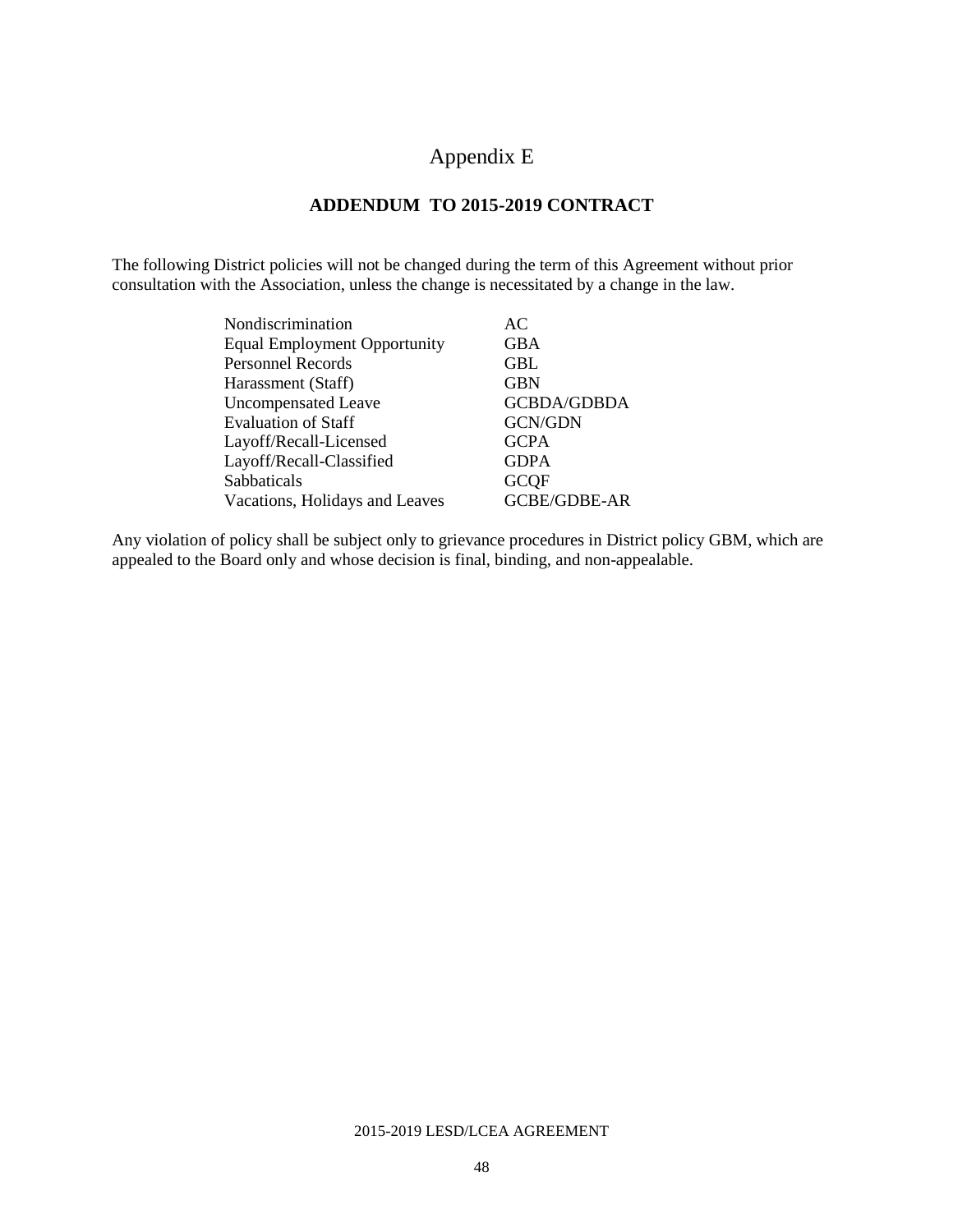# Appendix E

## ADDENDUM TO 2015-2019 CONTRACT

The following District policies will not be changed during the term of this Agreement without prior consultation with the Association, unless the change is necessitated by a change in the law.

| | |
|---|---|
| Nondiscrimination | AC |
| Equal Employment Opportunity | GBA |
| Personnel Records | GBL |
| Harassment (Staff) | GBN |
| Uncompensated Leave | GCBDA/GDBDA |
| Evaluation of Staff | GCN/GDN |
| Layoff/Recall-Licensed | GCPA |
| Layoff/Recall-Classified | GDPA |
| Sabbaticals | GCQF |
| Vacations, Holidays and Leaves | GCBE/GDBE-AR |

Any violation of policy shall be subject only to grievance procedures in District policy GBM, which are appealed to the Board only and whose decision is final, binding, and non-appealable.